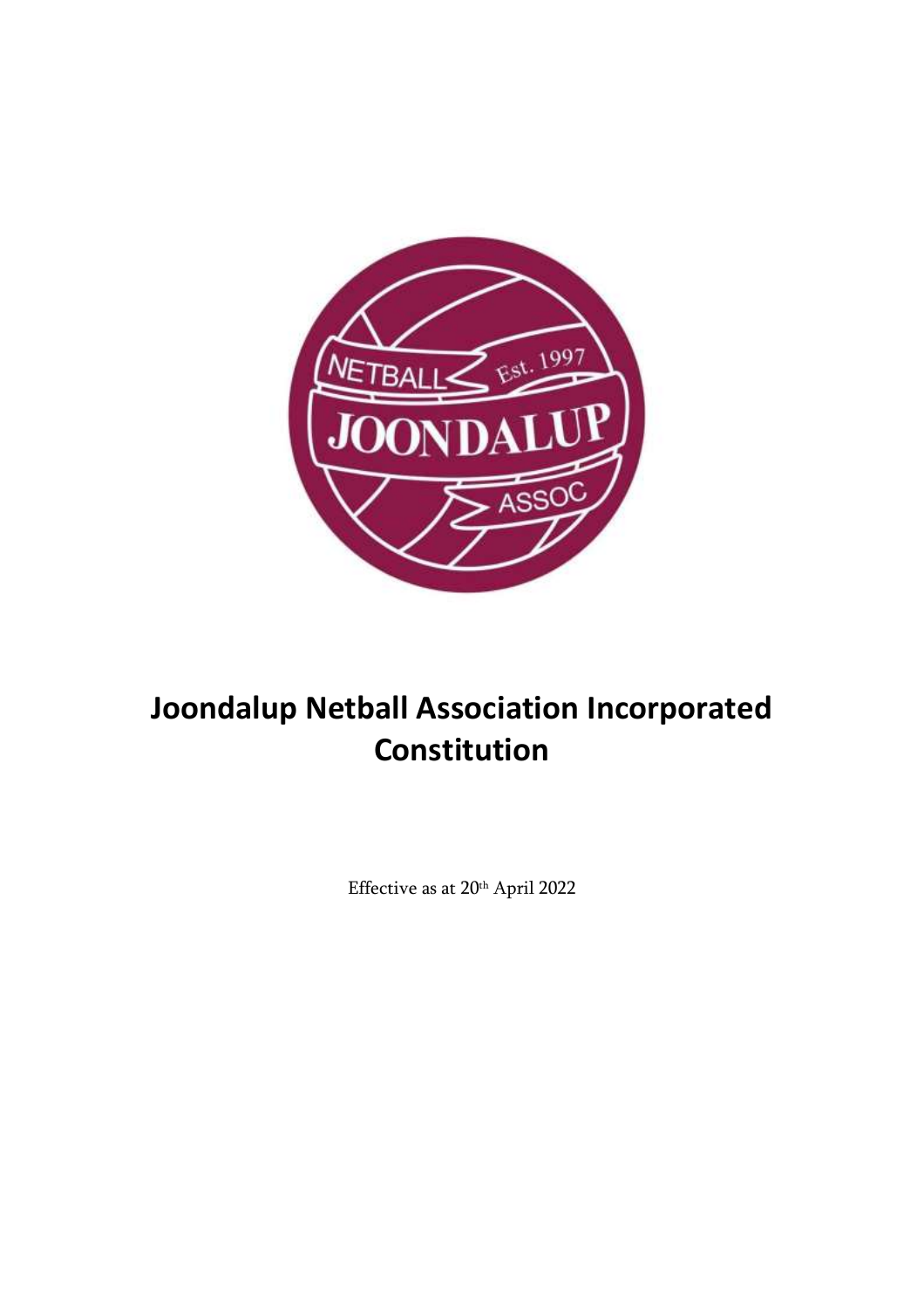# Joondalup Netball Association Incorporated Constitution

Effective as at 20th April 2022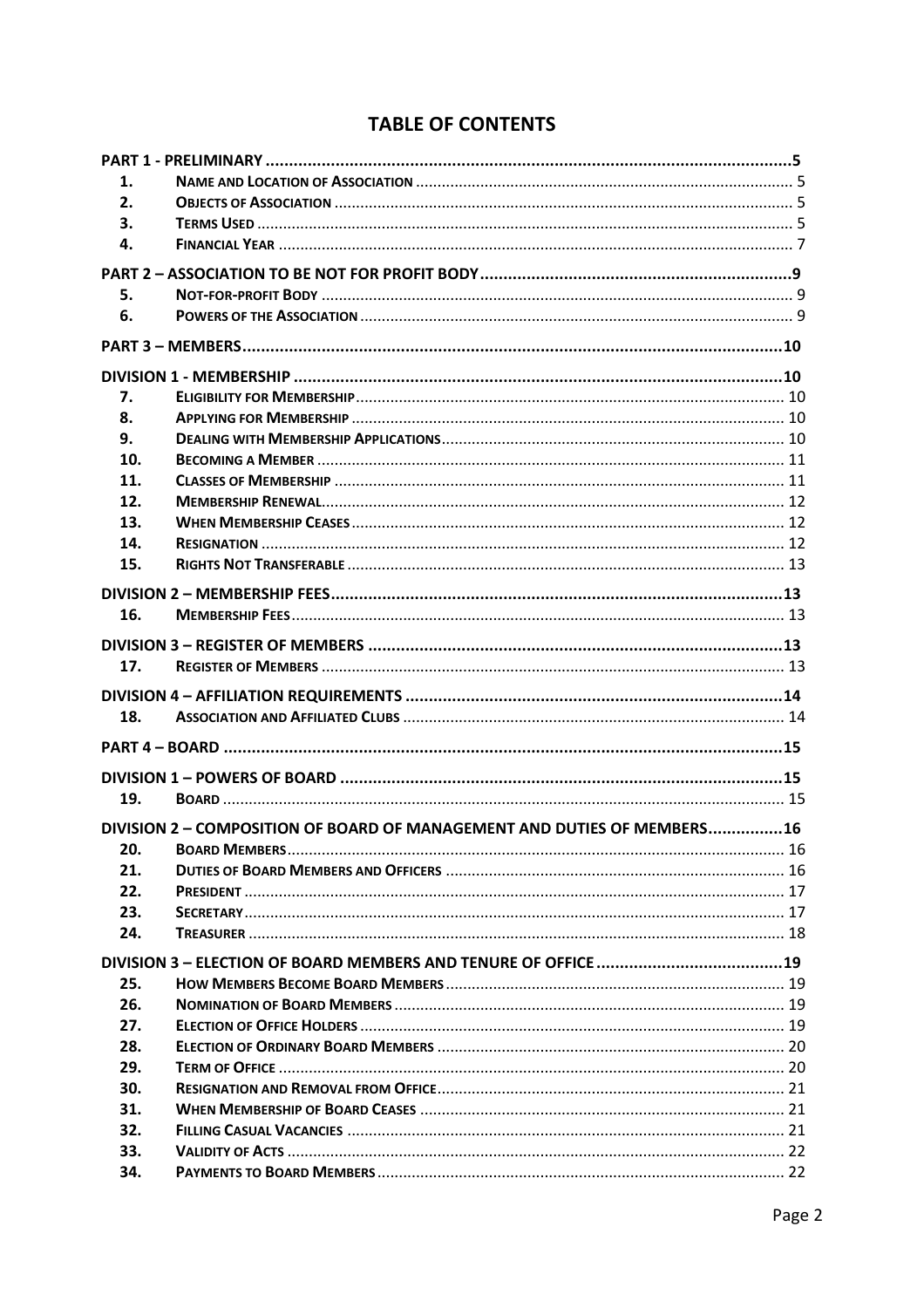# TABLE OF CONTENTS

| | | |
|---|---|---|
| **PART 1 - PRELIMINARY** | | **5** |
| 1. | NAME AND LOCATION OF ASSOCIATION | 5 |
| 2. | OBJECTS OF ASSOCIATION | 5 |
| 3. | TERMS USED | 5 |
| 4. | FINANCIAL YEAR | 7 |
| **PART 2 – ASSOCIATION TO BE NOT FOR PROFIT BODY** | | **9** |
| 5. | NOT-FOR-PROFIT BODY | 9 |
| 6. | POWERS OF THE ASSOCIATION | 9 |
| **PART 3 – MEMBERS** | | **10** |
| **DIVISION 1 - MEMBERSHIP** | | **10** |
| 7. | ELIGIBILITY FOR MEMBERSHIP | 10 |
| 8. | APPLYING FOR MEMBERSHIP | 10 |
| 9. | DEALING WITH MEMBERSHIP APPLICATIONS | 10 |
| 10. | BECOMING A MEMBER | 11 |
| 11. | CLASSES OF MEMBERSHIP | 11 |
| 12. | MEMBERSHIP RENEWAL | 12 |
| 13. | WHEN MEMBERSHIP CEASES | 12 |
| 14. | RESIGNATION | 12 |
| 15. | RIGHTS NOT TRANSFERABLE | 13 |
| **DIVISION 2 – MEMBERSHIP FEES** | | **13** |
| 16. | MEMBERSHIP FEES | 13 |
| **DIVISION 3 – REGISTER OF MEMBERS** | | **13** |
| 17. | REGISTER OF MEMBERS | 13 |
| **DIVISION 4 – AFFILIATION REQUIREMENTS** | | **14** |
| 18. | ASSOCIATION AND AFFILIATED CLUBS | 14 |
| **PART 4 – BOARD** | | **15** |
| **DIVISION 1 – POWERS OF BOARD** | | **15** |
| 19. | BOARD | 15 |
| **DIVISION 2 – COMPOSITION OF BOARD OF MANAGEMENT AND DUTIES OF MEMBERS** | | **16** |
| 20. | BOARD MEMBERS | 16 |
| 21. | DUTIES OF BOARD MEMBERS AND OFFICERS | 16 |
| 22. | PRESIDENT | 17 |
| 23. | SECRETARY | 17 |
| 24. | TREASURER | 18 |
| **DIVISION 3 – ELECTION OF BOARD MEMBERS AND TENURE OF OFFICE** | | **19** |
| 25. | HOW MEMBERS BECOME BOARD MEMBERS | 19 |
| 26. | NOMINATION OF BOARD MEMBERS | 19 |
| 27. | ELECTION OF OFFICE HOLDERS | 19 |
| 28. | ELECTION OF ORDINARY BOARD MEMBERS | 20 |
| 29. | TERM OF OFFICE | 20 |
| 30. | RESIGNATION AND REMOVAL FROM OFFICE | 21 |
| 31. | WHEN MEMBERSHIP OF BOARD CEASES | 21 |
| 32. | FILLING CASUAL VACANCIES | 21 |
| 33. | VALIDITY OF ACTS | 22 |
| 34. | PAYMENTS TO BOARD MEMBERS | 22 |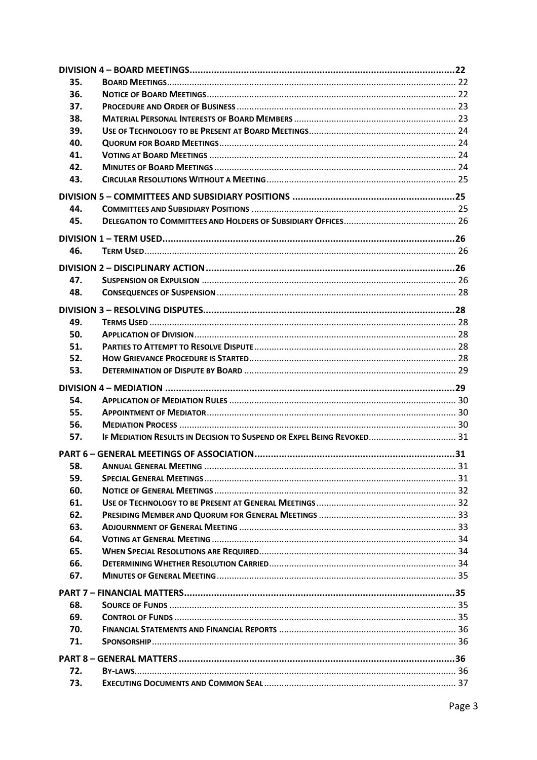**DIVISION 4 – BOARD MEETINGS** ........ 22

35. BOARD MEETINGS ........ 22
36. NOTICE OF BOARD MEETINGS ........ 22
37. PROCEDURE AND ORDER OF BUSINESS ........ 23
38. MATERIAL PERSONAL INTERESTS OF BOARD MEMBERS ........ 23
39. USE OF TECHNOLOGY TO BE PRESENT AT BOARD MEETINGS ........ 24
40. QUORUM FOR BOARD MEETINGS ........ 24
41. VOTING AT BOARD MEETINGS ........ 24
42. MINUTES OF BOARD MEETINGS ........ 24
43. CIRCULAR RESOLUTIONS WITHOUT A MEETING ........ 25

**DIVISION 5 – COMMITTEES AND SUBSIDIARY POSITIONS** ........ 25

44. COMMITTEES AND SUBSIDIARY POSITIONS ........ 25
45. DELEGATION TO COMMITTEES AND HOLDERS OF SUBSIDIARY OFFICES ........ 26

**DIVISION 1 – TERM USED** ........ 26

46. TERM USED ........ 26

**DIVISION 2 – DISCIPLINARY ACTION** ........ 26

47. SUSPENSION OR EXPULSION ........ 26
48. CONSEQUENCES OF SUSPENSION ........ 28

**DIVISION 3 – RESOLVING DISPUTES** ........ 28

49. TERMS USED ........ 28
50. APPLICATION OF DIVISION ........ 28
51. PARTIES TO ATTEMPT TO RESOLVE DISPUTE ........ 28
52. HOW GRIEVANCE PROCEDURE IS STARTED ........ 28
53. DETERMINATION OF DISPUTE BY BOARD ........ 29

**DIVISION 4 – MEDIATION** ........ 29

54. APPLICATION OF MEDIATION RULES ........ 30
55. APPOINTMENT OF MEDIATOR ........ 30
56. MEDIATION PROCESS ........ 30
57. IF MEDIATION RESULTS IN DECISION TO SUSPEND OR EXPEL BEING REVOKED ........ 31

**PART 6 – GENERAL MEETINGS OF ASSOCIATION** ........ 31

58. ANNUAL GENERAL MEETING ........ 31
59. SPECIAL GENERAL MEETINGS ........ 31
60. NOTICE OF GENERAL MEETINGS ........ 32
61. USE OF TECHNOLOGY TO BE PRESENT AT GENERAL MEETINGS ........ 32
62. PRESIDING MEMBER AND QUORUM FOR GENERAL MEETINGS ........ 33
63. ADJOURNMENT OF GENERAL MEETING ........ 33
64. VOTING AT GENERAL MEETING ........ 34
65. WHEN SPECIAL RESOLUTIONS ARE REQUIRED ........ 34
66. DETERMINING WHETHER RESOLUTION CARRIED ........ 34
67. MINUTES OF GENERAL MEETING ........ 35

**PART 7 – FINANCIAL MATTERS** ........ 35

68. SOURCE OF FUNDS ........ 35
69. CONTROL OF FUNDS ........ 35
70. FINANCIAL STATEMENTS AND FINANCIAL REPORTS ........ 36
71. SPONSORSHIP ........ 36

**PART 8 – GENERAL MATTERS** ........ 36

72. BY-LAWS ........ 36
73. EXECUTING DOCUMENTS AND COMMON SEAL ........ 37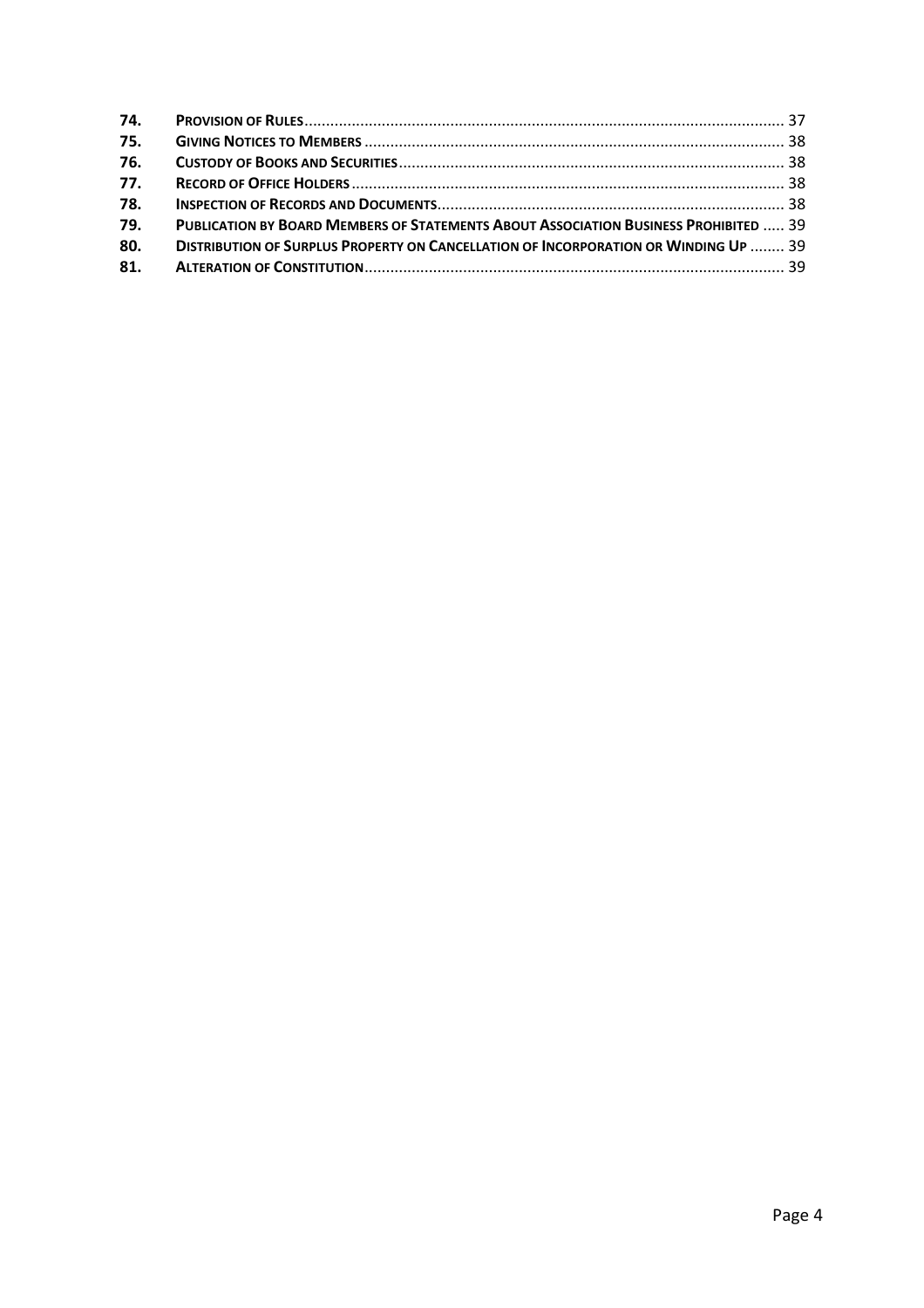| | | |
|---|---|---|
| **74.** | **PROVISION OF RULES** | 37 |
| **75.** | **GIVING NOTICES TO MEMBERS** | 38 |
| **76.** | **CUSTODY OF BOOKS AND SECURITIES** | 38 |
| **77.** | **RECORD OF OFFICE HOLDERS** | 38 |
| **78.** | **INSPECTION OF RECORDS AND DOCUMENTS** | 38 |
| **79.** | **PUBLICATION BY BOARD MEMBERS OF STATEMENTS ABOUT ASSOCIATION BUSINESS PROHIBITED** | 39 |
| **80.** | **DISTRIBUTION OF SURPLUS PROPERTY ON CANCELLATION OF INCORPORATION OR WINDING UP** | 39 |
| **81.** | **ALTERATION OF CONSTITUTION** | 39 |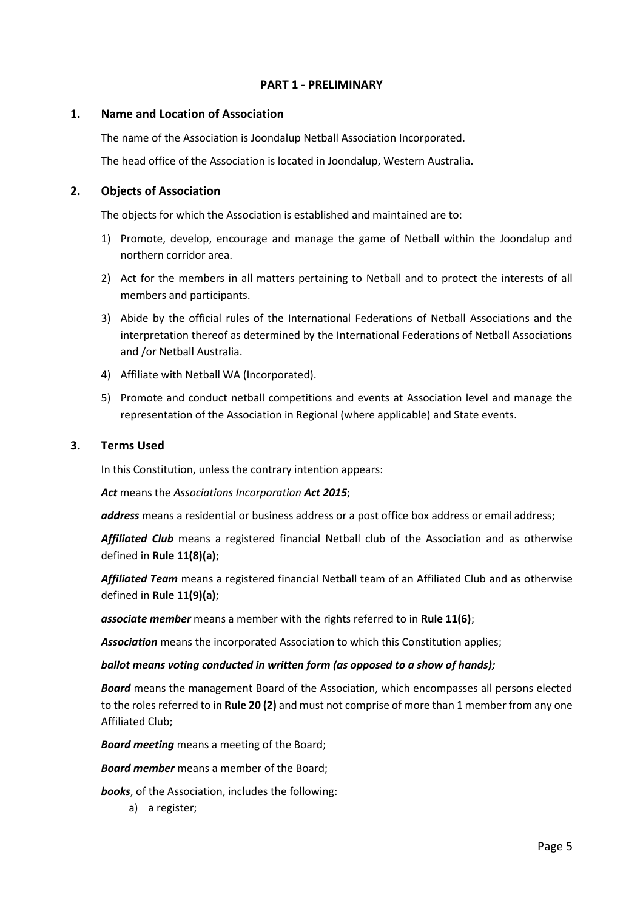## PART 1 - PRELIMINARY

### 1. Name and Location of Association

The name of the Association is Joondalup Netball Association Incorporated.

The head office of the Association is located in Joondalup, Western Australia.

### 2. Objects of Association

The objects for which the Association is established and maintained are to:

1) Promote, develop, encourage and manage the game of Netball within the Joondalup and northern corridor area.
2) Act for the members in all matters pertaining to Netball and to protect the interests of all members and participants.
3) Abide by the official rules of the International Federations of Netball Associations and the interpretation thereof as determined by the International Federations of Netball Associations and /or Netball Australia.
4) Affiliate with Netball WA (Incorporated).
5) Promote and conduct netball competitions and events at Association level and manage the representation of the Association in Regional (where applicable) and State events.

### 3. Terms Used

In this Constitution, unless the contrary intention appears:

***Act*** means the *Associations Incorporation **Act 2015***;

***address*** means a residential or business address or a post office box address or email address;

***Affiliated Club*** means a registered financial Netball club of the Association and as otherwise defined in **Rule 11(8)(a)**;

***Affiliated Team*** means a registered financial Netball team of an Affiliated Club and as otherwise defined in **Rule 11(9)(a)**;

***associate member*** means a member with the rights referred to in **Rule 11(6)**;

***Association*** means the incorporated Association to which this Constitution applies;

***ballot means voting conducted in written form (as opposed to a show of hands);***

***Board*** means the management Board of the Association, which encompasses all persons elected to the roles referred to in **Rule 20 (2)** and must not comprise of more than 1 member from any one Affiliated Club;

***Board meeting*** means a meeting of the Board;

***Board member*** means a member of the Board;

***books***, of the Association, includes the following:

a) a register;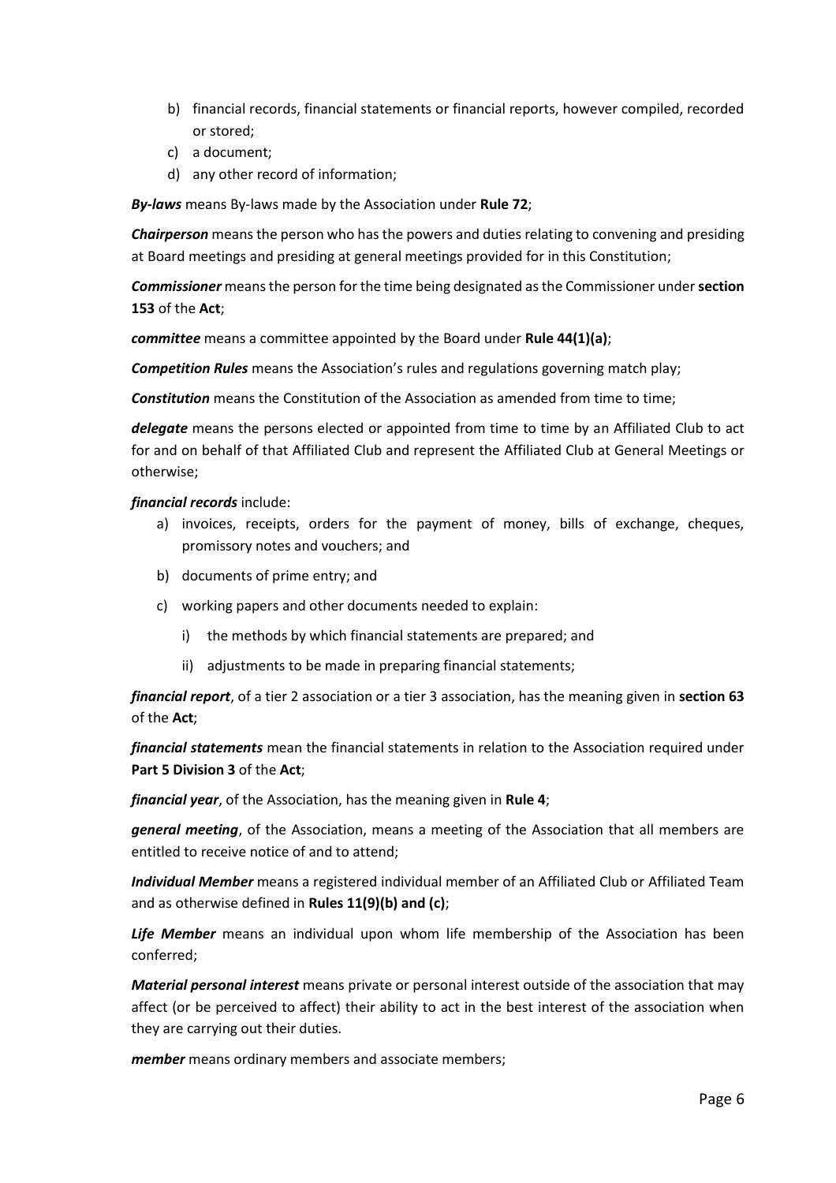b) financial records, financial statements or financial reports, however compiled, recorded or stored;
c) a document;
d) any other record of information;

***By-laws*** means By-laws made by the Association under **Rule 72**;

***Chairperson*** means the person who has the powers and duties relating to convening and presiding at Board meetings and presiding at general meetings provided for in this Constitution;

***Commissioner*** means the person for the time being designated as the Commissioner under **section 153** of the **Act**;

***committee*** means a committee appointed by the Board under **Rule 44(1)(a)**;

***Competition Rules*** means the Association's rules and regulations governing match play;

***Constitution*** means the Constitution of the Association as amended from time to time;

***delegate*** means the persons elected or appointed from time to time by an Affiliated Club to act for and on behalf of that Affiliated Club and represent the Affiliated Club at General Meetings or otherwise;

***financial records*** include:

a) invoices, receipts, orders for the payment of money, bills of exchange, cheques, promissory notes and vouchers; and
b) documents of prime entry; and
c) working papers and other documents needed to explain:
   i) the methods by which financial statements are prepared; and
   ii) adjustments to be made in preparing financial statements;

***financial report***, of a tier 2 association or a tier 3 association, has the meaning given in **section 63** of the **Act**;

***financial statements*** mean the financial statements in relation to the Association required under **Part 5 Division 3** of the **Act**;

***financial year***, of the Association, has the meaning given in **Rule 4**;

***general meeting***, of the Association, means a meeting of the Association that all members are entitled to receive notice of and to attend;

***Individual Member*** means a registered individual member of an Affiliated Club or Affiliated Team and as otherwise defined in **Rules 11(9)(b) and (c)**;

***Life Member*** means an individual upon whom life membership of the Association has been conferred;

***Material personal interest*** means private or personal interest outside of the association that may affect (or be perceived to affect) their ability to act in the best interest of the association when they are carrying out their duties.

***member*** means ordinary members and associate members;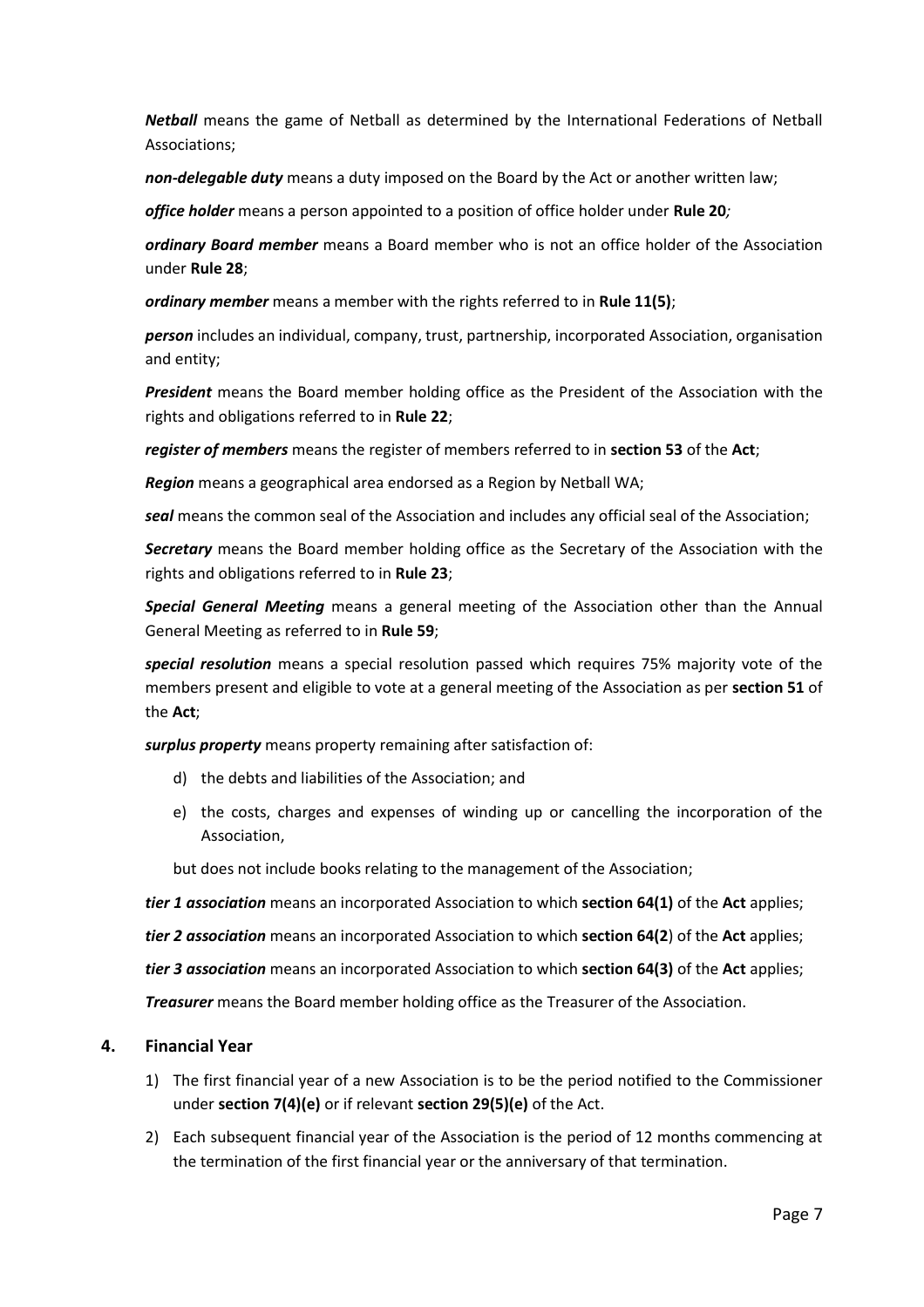***Netball*** means the game of Netball as determined by the International Federations of Netball Associations;

***non-delegable duty*** means a duty imposed on the Board by the Act or another written law;

***office holder*** means a person appointed to a position of office holder under **Rule 20***;*

***ordinary Board member*** means a Board member who is not an office holder of the Association under **Rule 28**;

***ordinary member*** means a member with the rights referred to in **Rule 11(5)**;

***person*** includes an individual, company, trust, partnership, incorporated Association, organisation and entity;

***President*** means the Board member holding office as the President of the Association with the rights and obligations referred to in **Rule 22**;

***register of members*** means the register of members referred to in **section 53** of the **Act**;

***Region*** means a geographical area endorsed as a Region by Netball WA;

***seal*** means the common seal of the Association and includes any official seal of the Association;

***Secretary*** means the Board member holding office as the Secretary of the Association with the rights and obligations referred to in **Rule 23**;

***Special General Meeting*** means a general meeting of the Association other than the Annual General Meeting as referred to in **Rule 59**;

***special resolution*** means a special resolution passed which requires 75% majority vote of the members present and eligible to vote at a general meeting of the Association as per **section 51** of the **Act**;

***surplus property*** means property remaining after satisfaction of:

d) the debts and liabilities of the Association; and

e) the costs, charges and expenses of winding up or cancelling the incorporation of the Association,

but does not include books relating to the management of the Association;

***tier 1 association*** means an incorporated Association to which **section 64(1)** of the **Act** applies;

***tier 2 association*** means an incorporated Association to which **section 64(2**) of the **Act** applies;

***tier 3 association*** means an incorporated Association to which **section 64(3)** of the **Act** applies;

***Treasurer*** means the Board member holding office as the Treasurer of the Association.

## 4. Financial Year

1) The first financial year of a new Association is to be the period notified to the Commissioner under **section 7(4)(e)** or if relevant **section 29(5)(e)** of the Act.

2) Each subsequent financial year of the Association is the period of 12 months commencing at the termination of the first financial year or the anniversary of that termination.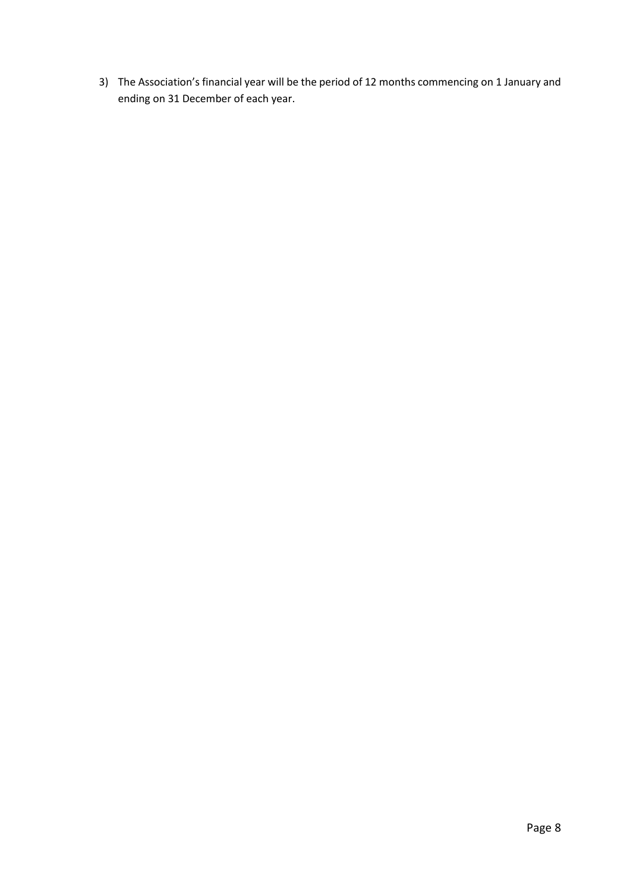3) The Association's financial year will be the period of 12 months commencing on 1 January and ending on 31 December of each year.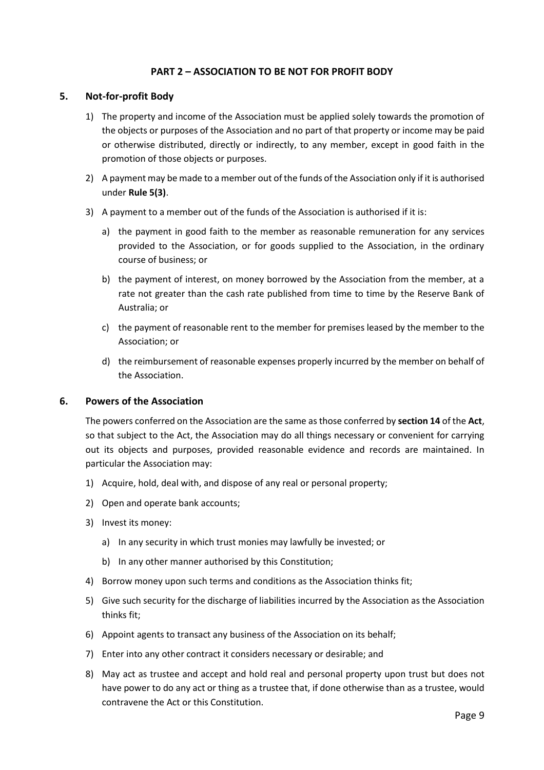## PART 2 – ASSOCIATION TO BE NOT FOR PROFIT BODY

### 5. Not-for-profit Body

1) The property and income of the Association must be applied solely towards the promotion of the objects or purposes of the Association and no part of that property or income may be paid or otherwise distributed, directly or indirectly, to any member, except in good faith in the promotion of those objects or purposes.

2) A payment may be made to a member out of the funds of the Association only if it is authorised under **Rule 5(3)**.

3) A payment to a member out of the funds of the Association is authorised if it is:

   a) the payment in good faith to the member as reasonable remuneration for any services provided to the Association, or for goods supplied to the Association, in the ordinary course of business; or

   b) the payment of interest, on money borrowed by the Association from the member, at a rate not greater than the cash rate published from time to time by the Reserve Bank of Australia; or

   c) the payment of reasonable rent to the member for premises leased by the member to the Association; or

   d) the reimbursement of reasonable expenses properly incurred by the member on behalf of the Association.

### 6. Powers of the Association

The powers conferred on the Association are the same as those conferred by **section 14** of the **Act**, so that subject to the Act, the Association may do all things necessary or convenient for carrying out its objects and purposes, provided reasonable evidence and records are maintained. In particular the Association may:

1) Acquire, hold, deal with, and dispose of any real or personal property;

2) Open and operate bank accounts;

3) Invest its money:

   a) In any security in which trust monies may lawfully be invested; or

   b) In any other manner authorised by this Constitution;

4) Borrow money upon such terms and conditions as the Association thinks fit;

5) Give such security for the discharge of liabilities incurred by the Association as the Association thinks fit;

6) Appoint agents to transact any business of the Association on its behalf;

7) Enter into any other contract it considers necessary or desirable; and

8) May act as trustee and accept and hold real and personal property upon trust but does not have power to do any act or thing as a trustee that, if done otherwise than as a trustee, would contravene the Act or this Constitution.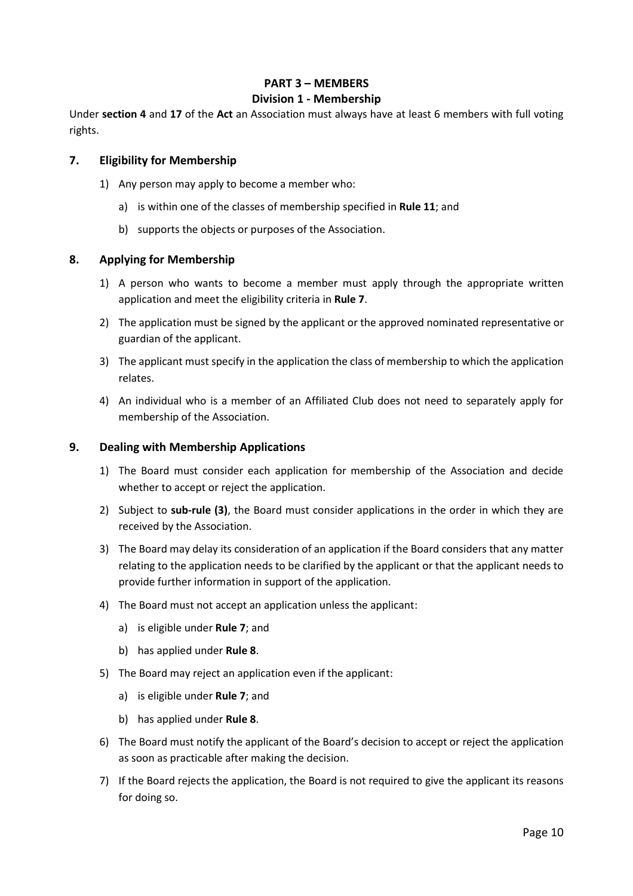## PART 3 – MEMBERS

### Division 1 - Membership

Under **section 4** and **17** of the **Act** an Association must always have at least 6 members with full voting rights.

### 7. Eligibility for Membership

1) Any person may apply to become a member who:

   a) is within one of the classes of membership specified in **Rule 11**; and

   b) supports the objects or purposes of the Association.

### 8. Applying for Membership

1) A person who wants to become a member must apply through the appropriate written application and meet the eligibility criteria in **Rule 7**.

2) The application must be signed by the applicant or the approved nominated representative or guardian of the applicant.

3) The applicant must specify in the application the class of membership to which the application relates.

4) An individual who is a member of an Affiliated Club does not need to separately apply for membership of the Association.

### 9. Dealing with Membership Applications

1) The Board must consider each application for membership of the Association and decide whether to accept or reject the application.

2) Subject to **sub-rule (3)**, the Board must consider applications in the order in which they are received by the Association.

3) The Board may delay its consideration of an application if the Board considers that any matter relating to the application needs to be clarified by the applicant or that the applicant needs to provide further information in support of the application.

4) The Board must not accept an application unless the applicant:

   a) is eligible under **Rule 7**; and

   b) has applied under **Rule 8**.

5) The Board may reject an application even if the applicant:

   a) is eligible under **Rule 7**; and

   b) has applied under **Rule 8**.

6) The Board must notify the applicant of the Board's decision to accept or reject the application as soon as practicable after making the decision.

7) If the Board rejects the application, the Board is not required to give the applicant its reasons for doing so.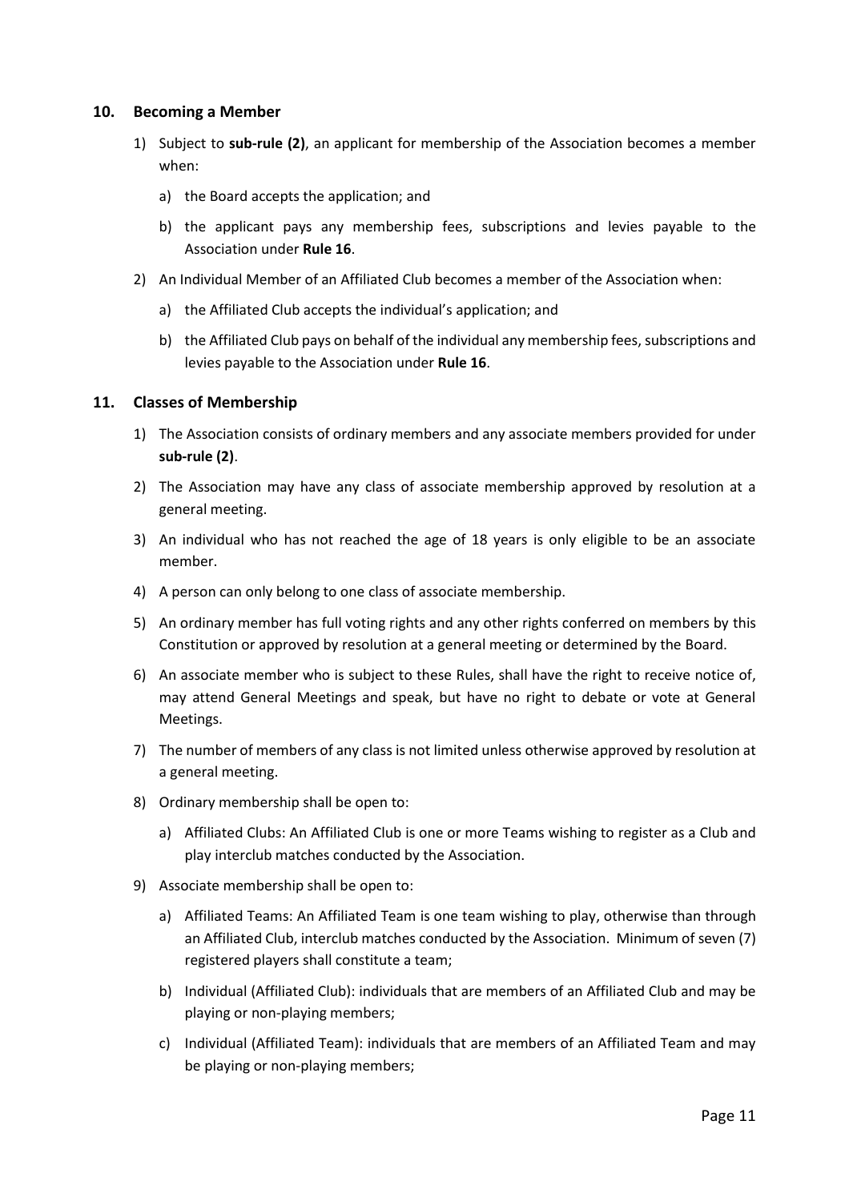## 10. Becoming a Member

1) Subject to **sub-rule (2)**, an applicant for membership of the Association becomes a member when:

   a) the Board accepts the application; and

   b) the applicant pays any membership fees, subscriptions and levies payable to the Association under **Rule 16**.

2) An Individual Member of an Affiliated Club becomes a member of the Association when:

   a) the Affiliated Club accepts the individual's application; and

   b) the Affiliated Club pays on behalf of the individual any membership fees, subscriptions and levies payable to the Association under **Rule 16**.

## 11. Classes of Membership

1) The Association consists of ordinary members and any associate members provided for under **sub-rule (2)**.

2) The Association may have any class of associate membership approved by resolution at a general meeting.

3) An individual who has not reached the age of 18 years is only eligible to be an associate member.

4) A person can only belong to one class of associate membership.

5) An ordinary member has full voting rights and any other rights conferred on members by this Constitution or approved by resolution at a general meeting or determined by the Board.

6) An associate member who is subject to these Rules, shall have the right to receive notice of, may attend General Meetings and speak, but have no right to debate or vote at General Meetings.

7) The number of members of any class is not limited unless otherwise approved by resolution at a general meeting.

8) Ordinary membership shall be open to:

   a) Affiliated Clubs: An Affiliated Club is one or more Teams wishing to register as a Club and play interclub matches conducted by the Association.

9) Associate membership shall be open to:

   a) Affiliated Teams: An Affiliated Team is one team wishing to play, otherwise than through an Affiliated Club, interclub matches conducted by the Association. Minimum of seven (7) registered players shall constitute a team;

   b) Individual (Affiliated Club): individuals that are members of an Affiliated Club and may be playing or non-playing members;

   c) Individual (Affiliated Team): individuals that are members of an Affiliated Team and may be playing or non-playing members;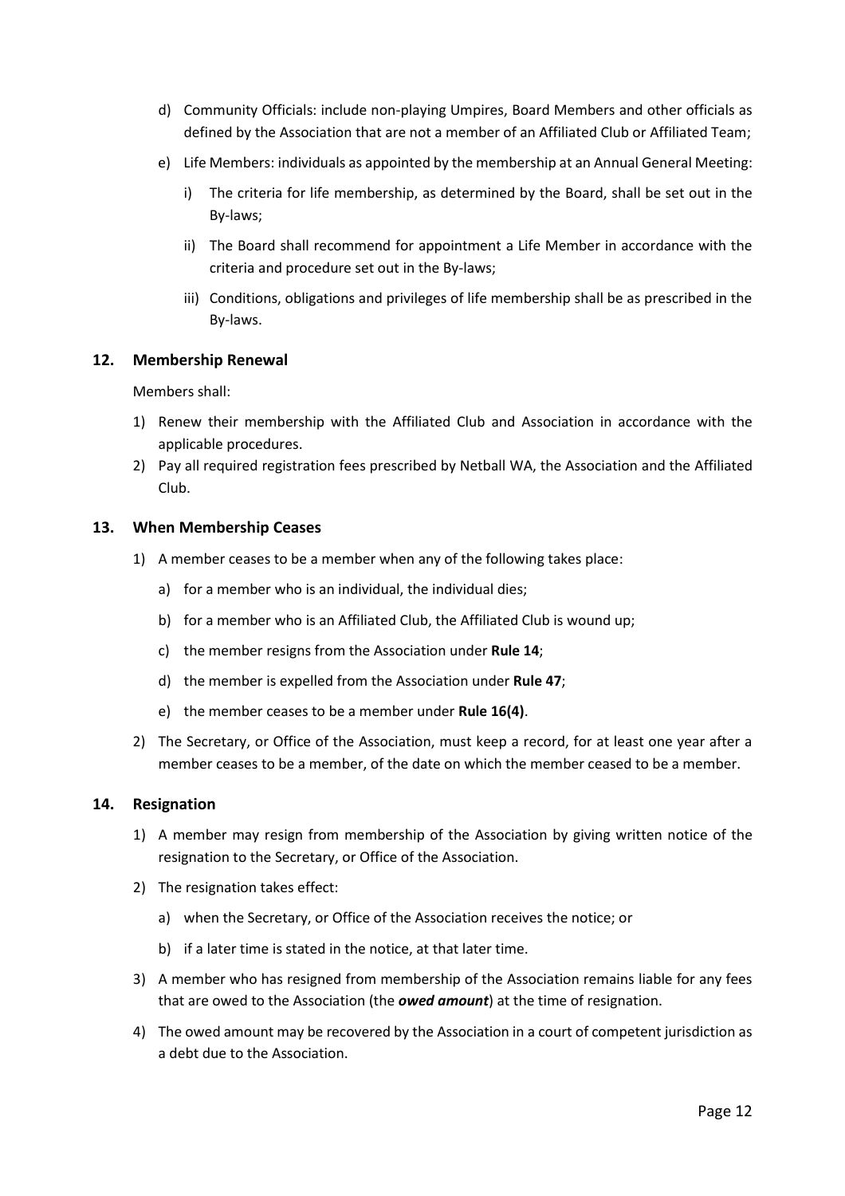d) Community Officials: include non-playing Umpires, Board Members and other officials as defined by the Association that are not a member of an Affiliated Club or Affiliated Team;

e) Life Members: individuals as appointed by the membership at an Annual General Meeting:

   i) The criteria for life membership, as determined by the Board, shall be set out in the By-laws;

   ii) The Board shall recommend for appointment a Life Member in accordance with the criteria and procedure set out in the By-laws;

   iii) Conditions, obligations and privileges of life membership shall be as prescribed in the By-laws.

## 12. Membership Renewal

Members shall:

1) Renew their membership with the Affiliated Club and Association in accordance with the applicable procedures.
2) Pay all required registration fees prescribed by Netball WA, the Association and the Affiliated Club.

## 13. When Membership Ceases

1) A member ceases to be a member when any of the following takes place:

   a) for a member who is an individual, the individual dies;

   b) for a member who is an Affiliated Club, the Affiliated Club is wound up;

   c) the member resigns from the Association under **Rule 14**;

   d) the member is expelled from the Association under **Rule 47**;

   e) the member ceases to be a member under **Rule 16(4)**.

2) The Secretary, or Office of the Association, must keep a record, for at least one year after a member ceases to be a member, of the date on which the member ceased to be a member.

## 14. Resignation

1) A member may resign from membership of the Association by giving written notice of the resignation to the Secretary, or Office of the Association.

2) The resignation takes effect:

   a) when the Secretary, or Office of the Association receives the notice; or

   b) if a later time is stated in the notice, at that later time.

3) A member who has resigned from membership of the Association remains liable for any fees that are owed to the Association (the ***owed amount***) at the time of resignation.

4) The owed amount may be recovered by the Association in a court of competent jurisdiction as a debt due to the Association.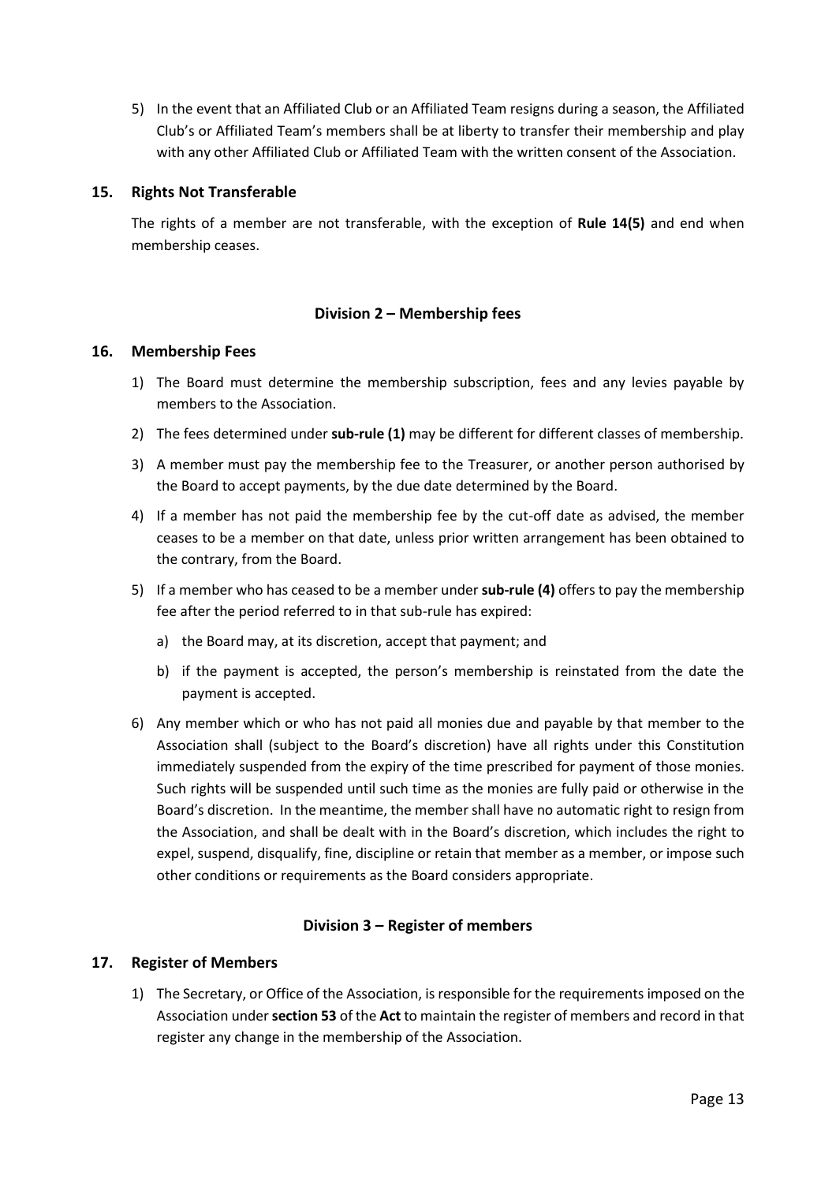5) In the event that an Affiliated Club or an Affiliated Team resigns during a season, the Affiliated Club's or Affiliated Team's members shall be at liberty to transfer their membership and play with any other Affiliated Club or Affiliated Team with the written consent of the Association.

### 15. Rights Not Transferable

The rights of a member are not transferable, with the exception of **Rule 14(5)** and end when membership ceases.

## Division 2 – Membership fees

### 16. Membership Fees

1) The Board must determine the membership subscription, fees and any levies payable by members to the Association.
2) The fees determined under **sub-rule (1)** may be different for different classes of membership.
3) A member must pay the membership fee to the Treasurer, or another person authorised by the Board to accept payments, by the due date determined by the Board.
4) If a member has not paid the membership fee by the cut-off date as advised, the member ceases to be a member on that date, unless prior written arrangement has been obtained to the contrary, from the Board.
5) If a member who has ceased to be a member under **sub-rule (4)** offers to pay the membership fee after the period referred to in that sub-rule has expired:
   a) the Board may, at its discretion, accept that payment; and
   b) if the payment is accepted, the person's membership is reinstated from the date the payment is accepted.
6) Any member which or who has not paid all monies due and payable by that member to the Association shall (subject to the Board's discretion) have all rights under this Constitution immediately suspended from the expiry of the time prescribed for payment of those monies. Such rights will be suspended until such time as the monies are fully paid or otherwise in the Board's discretion. In the meantime, the member shall have no automatic right to resign from the Association, and shall be dealt with in the Board's discretion, which includes the right to expel, suspend, disqualify, fine, discipline or retain that member as a member, or impose such other conditions or requirements as the Board considers appropriate.

## Division 3 – Register of members

### 17. Register of Members

1) The Secretary, or Office of the Association, is responsible for the requirements imposed on the Association under **section 53** of the **Act** to maintain the register of members and record in that register any change in the membership of the Association.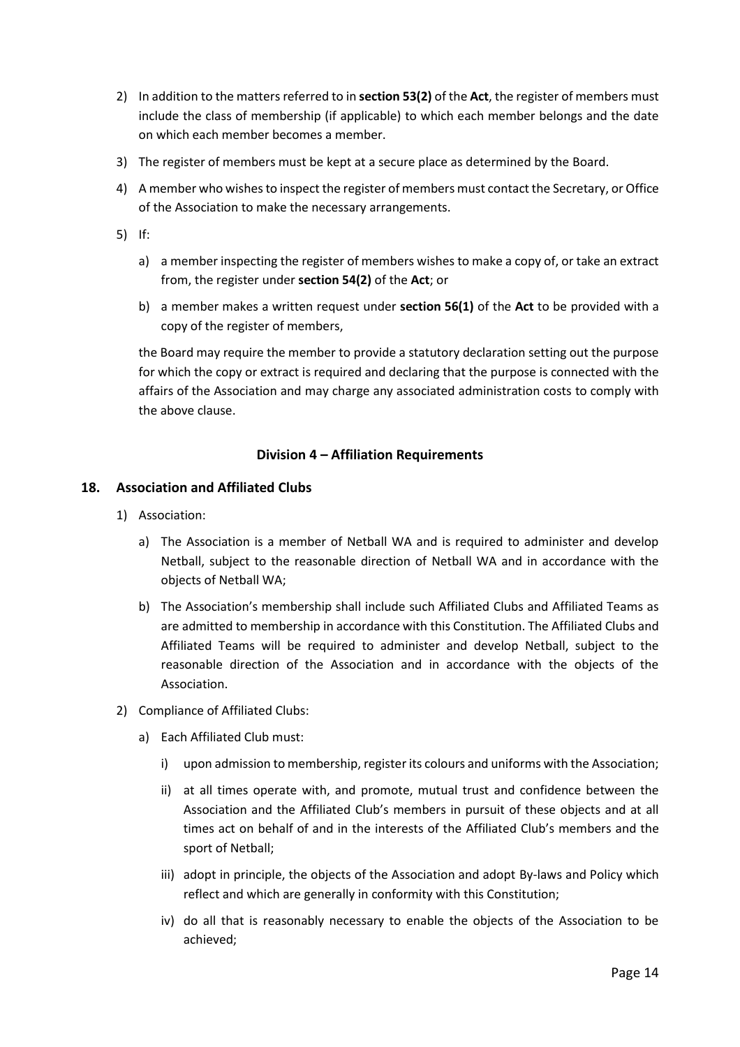2) In addition to the matters referred to in **section 53(2)** of the **Act**, the register of members must include the class of membership (if applicable) to which each member belongs and the date on which each member becomes a member.

3) The register of members must be kept at a secure place as determined by the Board.

4) A member who wishes to inspect the register of members must contact the Secretary, or Office of the Association to make the necessary arrangements.

5) If:

   a) a member inspecting the register of members wishes to make a copy of, or take an extract from, the register under **section 54(2)** of the **Act**; or

   b) a member makes a written request under **section 56(1)** of the **Act** to be provided with a copy of the register of members,

   the Board may require the member to provide a statutory declaration setting out the purpose for which the copy or extract is required and declaring that the purpose is connected with the affairs of the Association and may charge any associated administration costs to comply with the above clause.

### Division 4 – Affiliation Requirements

#### 18. Association and Affiliated Clubs

1) Association:

   a) The Association is a member of Netball WA and is required to administer and develop Netball, subject to the reasonable direction of Netball WA and in accordance with the objects of Netball WA;

   b) The Association's membership shall include such Affiliated Clubs and Affiliated Teams as are admitted to membership in accordance with this Constitution. The Affiliated Clubs and Affiliated Teams will be required to administer and develop Netball, subject to the reasonable direction of the Association and in accordance with the objects of the Association.

2) Compliance of Affiliated Clubs:

   a) Each Affiliated Club must:

      i) upon admission to membership, register its colours and uniforms with the Association;

      ii) at all times operate with, and promote, mutual trust and confidence between the Association and the Affiliated Club's members in pursuit of these objects and at all times act on behalf of and in the interests of the Affiliated Club's members and the sport of Netball;

      iii) adopt in principle, the objects of the Association and adopt By-laws and Policy which reflect and which are generally in conformity with this Constitution;

      iv) do all that is reasonably necessary to enable the objects of the Association to be achieved;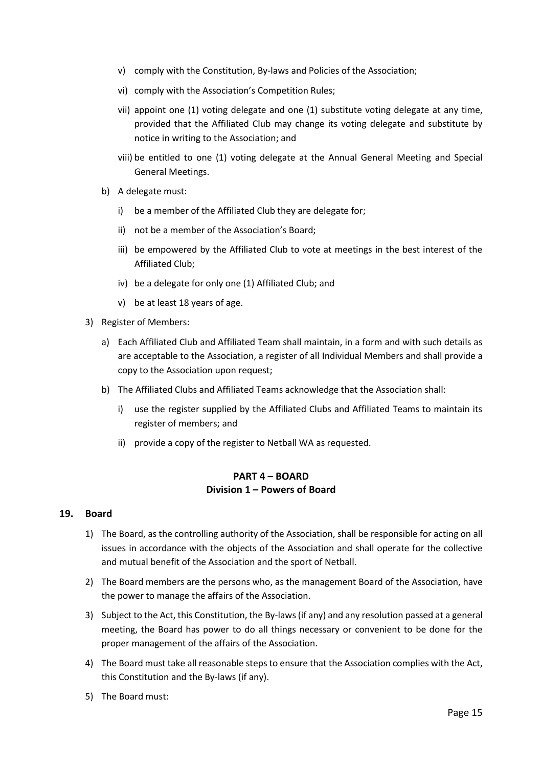v) comply with the Constitution, By-laws and Policies of the Association;

vi) comply with the Association's Competition Rules;

vii) appoint one (1) voting delegate and one (1) substitute voting delegate at any time, provided that the Affiliated Club may change its voting delegate and substitute by notice in writing to the Association; and

viii) be entitled to one (1) voting delegate at the Annual General Meeting and Special General Meetings.

b) A delegate must:

i) be a member of the Affiliated Club they are delegate for;

ii) not be a member of the Association's Board;

iii) be empowered by the Affiliated Club to vote at meetings in the best interest of the Affiliated Club;

iv) be a delegate for only one (1) Affiliated Club; and

v) be at least 18 years of age.

3) Register of Members:

a) Each Affiliated Club and Affiliated Team shall maintain, in a form and with such details as are acceptable to the Association, a register of all Individual Members and shall provide a copy to the Association upon request;

b) The Affiliated Clubs and Affiliated Teams acknowledge that the Association shall:

i) use the register supplied by the Affiliated Clubs and Affiliated Teams to maintain its register of members; and

ii) provide a copy of the register to Netball WA as requested.

## PART 4 – BOARD
### Division 1 – Powers of Board

### 19. Board

1) The Board, as the controlling authority of the Association, shall be responsible for acting on all issues in accordance with the objects of the Association and shall operate for the collective and mutual benefit of the Association and the sport of Netball.

2) The Board members are the persons who, as the management Board of the Association, have the power to manage the affairs of the Association.

3) Subject to the Act, this Constitution, the By-laws (if any) and any resolution passed at a general meeting, the Board has power to do all things necessary or convenient to be done for the proper management of the affairs of the Association.

4) The Board must take all reasonable steps to ensure that the Association complies with the Act, this Constitution and the By-laws (if any).

5) The Board must: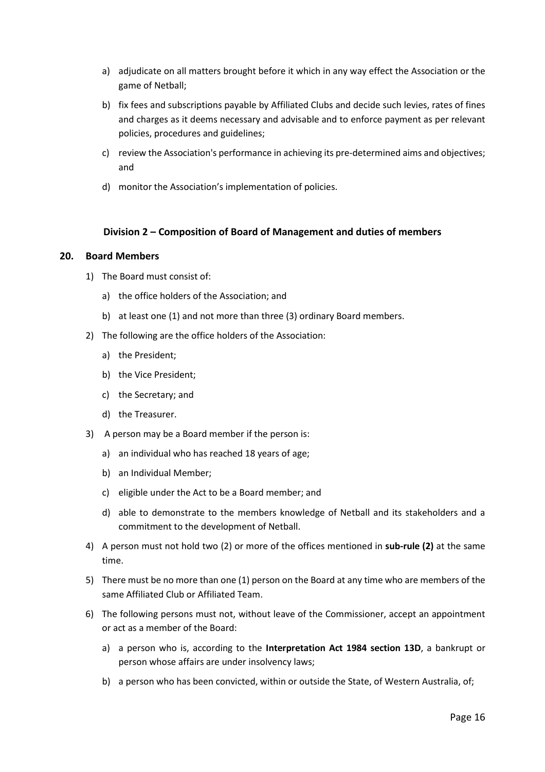a) adjudicate on all matters brought before it which in any way effect the Association or the game of Netball;

b) fix fees and subscriptions payable by Affiliated Clubs and decide such levies, rates of fines and charges as it deems necessary and advisable and to enforce payment as per relevant policies, procedures and guidelines;

c) review the Association's performance in achieving its pre-determined aims and objectives; and

d) monitor the Association's implementation of policies.

### Division 2 – Composition of Board of Management and duties of members

### 20. Board Members

1) The Board must consist of:

   a) the office holders of the Association; and

   b) at least one (1) and not more than three (3) ordinary Board members.

2) The following are the office holders of the Association:

   a) the President;

   b) the Vice President;

   c) the Secretary; and

   d) the Treasurer.

3) A person may be a Board member if the person is:

   a) an individual who has reached 18 years of age;

   b) an Individual Member;

   c) eligible under the Act to be a Board member; and

   d) able to demonstrate to the members knowledge of Netball and its stakeholders and a commitment to the development of Netball.

4) A person must not hold two (2) or more of the offices mentioned in **sub-rule (2)** at the same time.

5) There must be no more than one (1) person on the Board at any time who are members of the same Affiliated Club or Affiliated Team.

6) The following persons must not, without leave of the Commissioner, accept an appointment or act as a member of the Board:

   a) a person who is, according to the **Interpretation Act 1984 section 13D**, a bankrupt or person whose affairs are under insolvency laws;

   b) a person who has been convicted, within or outside the State, of Western Australia, of;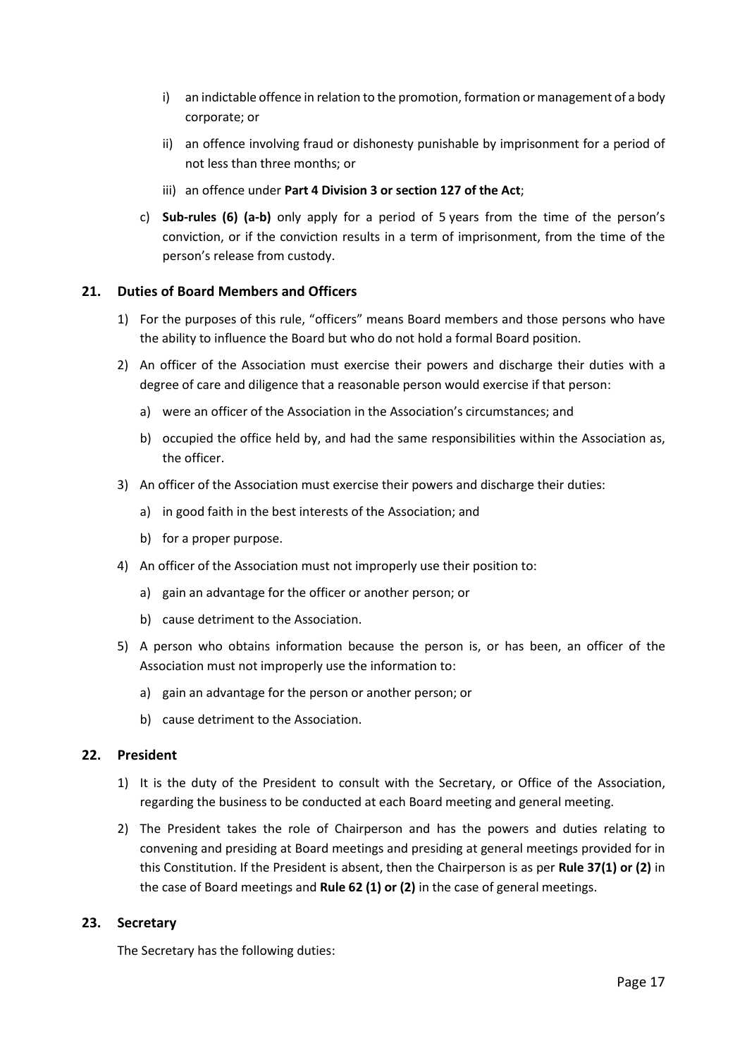i) an indictable offence in relation to the promotion, formation or management of a body corporate; or

ii) an offence involving fraud or dishonesty punishable by imprisonment for a period of not less than three months; or

iii) an offence under **Part 4 Division 3 or section 127 of the Act**;

c) **Sub-rules (6) (a-b)** only apply for a period of 5 years from the time of the person's conviction, or if the conviction results in a term of imprisonment, from the time of the person's release from custody.

## 21. Duties of Board Members and Officers

1) For the purposes of this rule, "officers" means Board members and those persons who have the ability to influence the Board but who do not hold a formal Board position.

2) An officer of the Association must exercise their powers and discharge their duties with a degree of care and diligence that a reasonable person would exercise if that person:

   a) were an officer of the Association in the Association's circumstances; and

   b) occupied the office held by, and had the same responsibilities within the Association as, the officer.

3) An officer of the Association must exercise their powers and discharge their duties:

   a) in good faith in the best interests of the Association; and

   b) for a proper purpose.

4) An officer of the Association must not improperly use their position to:

   a) gain an advantage for the officer or another person; or

   b) cause detriment to the Association.

5) A person who obtains information because the person is, or has been, an officer of the Association must not improperly use the information to:

   a) gain an advantage for the person or another person; or

   b) cause detriment to the Association.

## 22. President

1) It is the duty of the President to consult with the Secretary, or Office of the Association, regarding the business to be conducted at each Board meeting and general meeting.

2) The President takes the role of Chairperson and has the powers and duties relating to convening and presiding at Board meetings and presiding at general meetings provided for in this Constitution. If the President is absent, then the Chairperson is as per **Rule 37(1) or (2)** in the case of Board meetings and **Rule 62 (1) or (2)** in the case of general meetings.

## 23. Secretary

The Secretary has the following duties: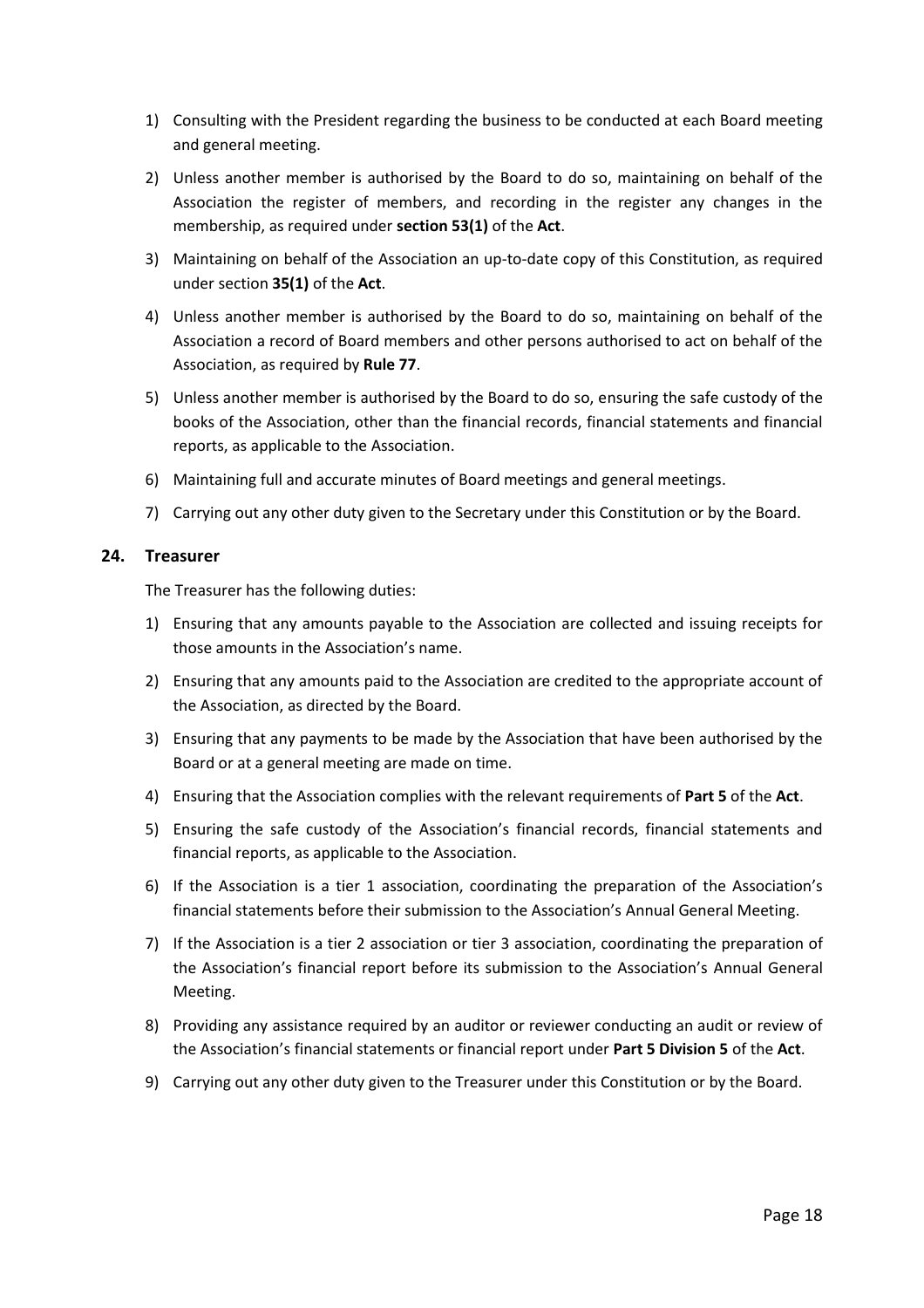1) Consulting with the President regarding the business to be conducted at each Board meeting and general meeting.
2) Unless another member is authorised by the Board to do so, maintaining on behalf of the Association the register of members, and recording in the register any changes in the membership, as required under **section 53(1)** of the **Act**.
3) Maintaining on behalf of the Association an up-to-date copy of this Constitution, as required under section **35(1)** of the **Act**.
4) Unless another member is authorised by the Board to do so, maintaining on behalf of the Association a record of Board members and other persons authorised to act on behalf of the Association, as required by **Rule 77**.
5) Unless another member is authorised by the Board to do so, ensuring the safe custody of the books of the Association, other than the financial records, financial statements and financial reports, as applicable to the Association.
6) Maintaining full and accurate minutes of Board meetings and general meetings.
7) Carrying out any other duty given to the Secretary under this Constitution or by the Board.

## 24. Treasurer

The Treasurer has the following duties:

1) Ensuring that any amounts payable to the Association are collected and issuing receipts for those amounts in the Association's name.
2) Ensuring that any amounts paid to the Association are credited to the appropriate account of the Association, as directed by the Board.
3) Ensuring that any payments to be made by the Association that have been authorised by the Board or at a general meeting are made on time.
4) Ensuring that the Association complies with the relevant requirements of **Part 5** of the **Act**.
5) Ensuring the safe custody of the Association's financial records, financial statements and financial reports, as applicable to the Association.
6) If the Association is a tier 1 association, coordinating the preparation of the Association's financial statements before their submission to the Association's Annual General Meeting.
7) If the Association is a tier 2 association or tier 3 association, coordinating the preparation of the Association's financial report before its submission to the Association's Annual General Meeting.
8) Providing any assistance required by an auditor or reviewer conducting an audit or review of the Association's financial statements or financial report under **Part 5 Division 5** of the **Act**.
9) Carrying out any other duty given to the Treasurer under this Constitution or by the Board.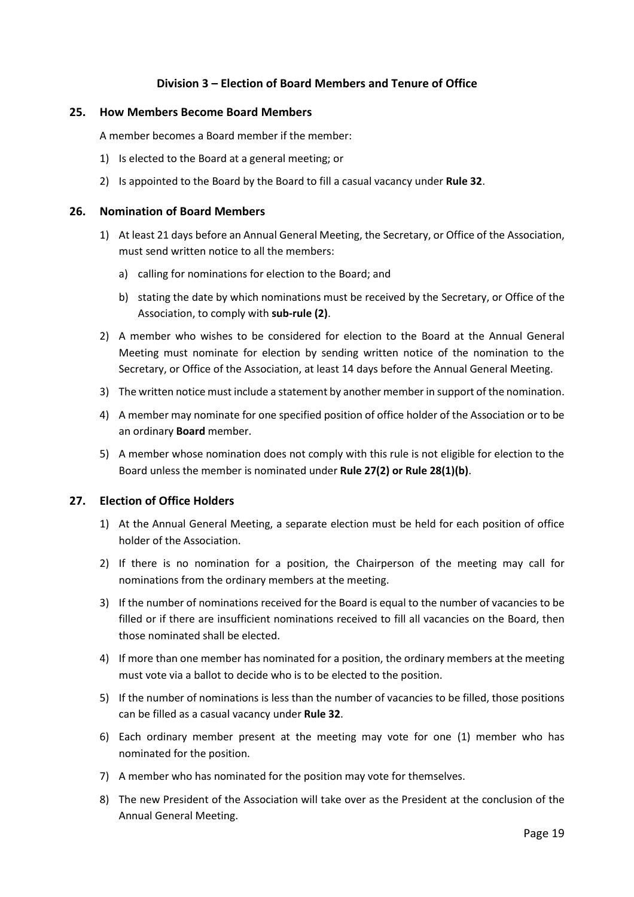## Division 3 – Election of Board Members and Tenure of Office

### 25. How Members Become Board Members

A member becomes a Board member if the member:

1) Is elected to the Board at a general meeting; or
2) Is appointed to the Board by the Board to fill a casual vacancy under **Rule 32**.

### 26. Nomination of Board Members

1) At least 21 days before an Annual General Meeting, the Secretary, or Office of the Association, must send written notice to all the members:
   a) calling for nominations for election to the Board; and
   b) stating the date by which nominations must be received by the Secretary, or Office of the Association, to comply with **sub-rule (2)**.
2) A member who wishes to be considered for election to the Board at the Annual General Meeting must nominate for election by sending written notice of the nomination to the Secretary, or Office of the Association, at least 14 days before the Annual General Meeting.
3) The written notice must include a statement by another member in support of the nomination.
4) A member may nominate for one specified position of office holder of the Association or to be an ordinary **Board** member.
5) A member whose nomination does not comply with this rule is not eligible for election to the Board unless the member is nominated under **Rule 27(2) or Rule 28(1)(b)**.

### 27. Election of Office Holders

1) At the Annual General Meeting, a separate election must be held for each position of office holder of the Association.
2) If there is no nomination for a position, the Chairperson of the meeting may call for nominations from the ordinary members at the meeting.
3) If the number of nominations received for the Board is equal to the number of vacancies to be filled or if there are insufficient nominations received to fill all vacancies on the Board, then those nominated shall be elected.
4) If more than one member has nominated for a position, the ordinary members at the meeting must vote via a ballot to decide who is to be elected to the position.
5) If the number of nominations is less than the number of vacancies to be filled, those positions can be filled as a casual vacancy under **Rule 32**.
6) Each ordinary member present at the meeting may vote for one (1) member who has nominated for the position.
7) A member who has nominated for the position may vote for themselves.
8) The new President of the Association will take over as the President at the conclusion of the Annual General Meeting.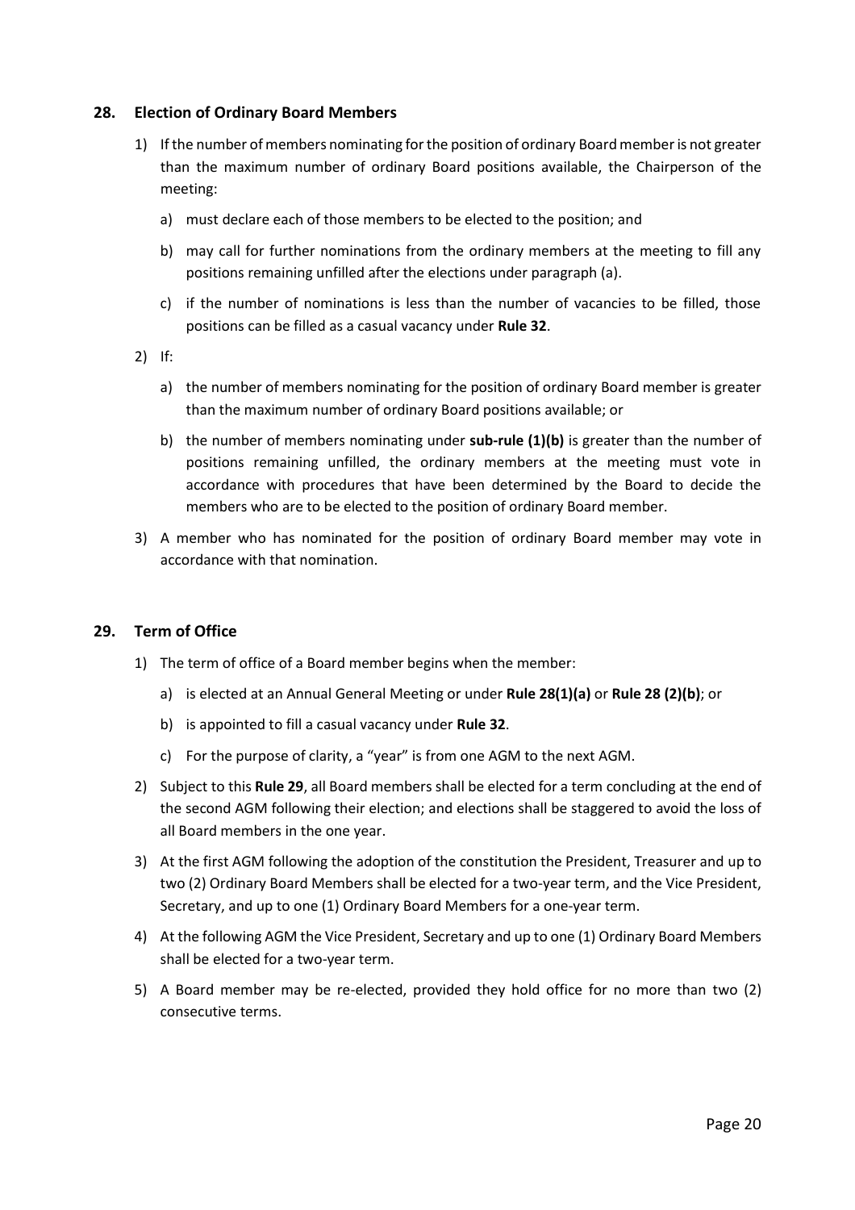## 28. Election of Ordinary Board Members

1) If the number of members nominating for the position of ordinary Board member is not greater than the maximum number of ordinary Board positions available, the Chairperson of the meeting:

   a) must declare each of those members to be elected to the position; and

   b) may call for further nominations from the ordinary members at the meeting to fill any positions remaining unfilled after the elections under paragraph (a).

   c) if the number of nominations is less than the number of vacancies to be filled, those positions can be filled as a casual vacancy under **Rule 32**.

2) If:

   a) the number of members nominating for the position of ordinary Board member is greater than the maximum number of ordinary Board positions available; or

   b) the number of members nominating under **sub-rule (1)(b)** is greater than the number of positions remaining unfilled, the ordinary members at the meeting must vote in accordance with procedures that have been determined by the Board to decide the members who are to be elected to the position of ordinary Board member.

3) A member who has nominated for the position of ordinary Board member may vote in accordance with that nomination.

## 29. Term of Office

1) The term of office of a Board member begins when the member:

   a) is elected at an Annual General Meeting or under **Rule 28(1)(a)** or **Rule 28 (2)(b)**; or

   b) is appointed to fill a casual vacancy under **Rule 32**.

   c) For the purpose of clarity, a "year" is from one AGM to the next AGM.

2) Subject to this **Rule 29**, all Board members shall be elected for a term concluding at the end of the second AGM following their election; and elections shall be staggered to avoid the loss of all Board members in the one year.

3) At the first AGM following the adoption of the constitution the President, Treasurer and up to two (2) Ordinary Board Members shall be elected for a two-year term, and the Vice President, Secretary, and up to one (1) Ordinary Board Members for a one-year term.

4) At the following AGM the Vice President, Secretary and up to one (1) Ordinary Board Members shall be elected for a two-year term.

5) A Board member may be re-elected, provided they hold office for no more than two (2) consecutive terms.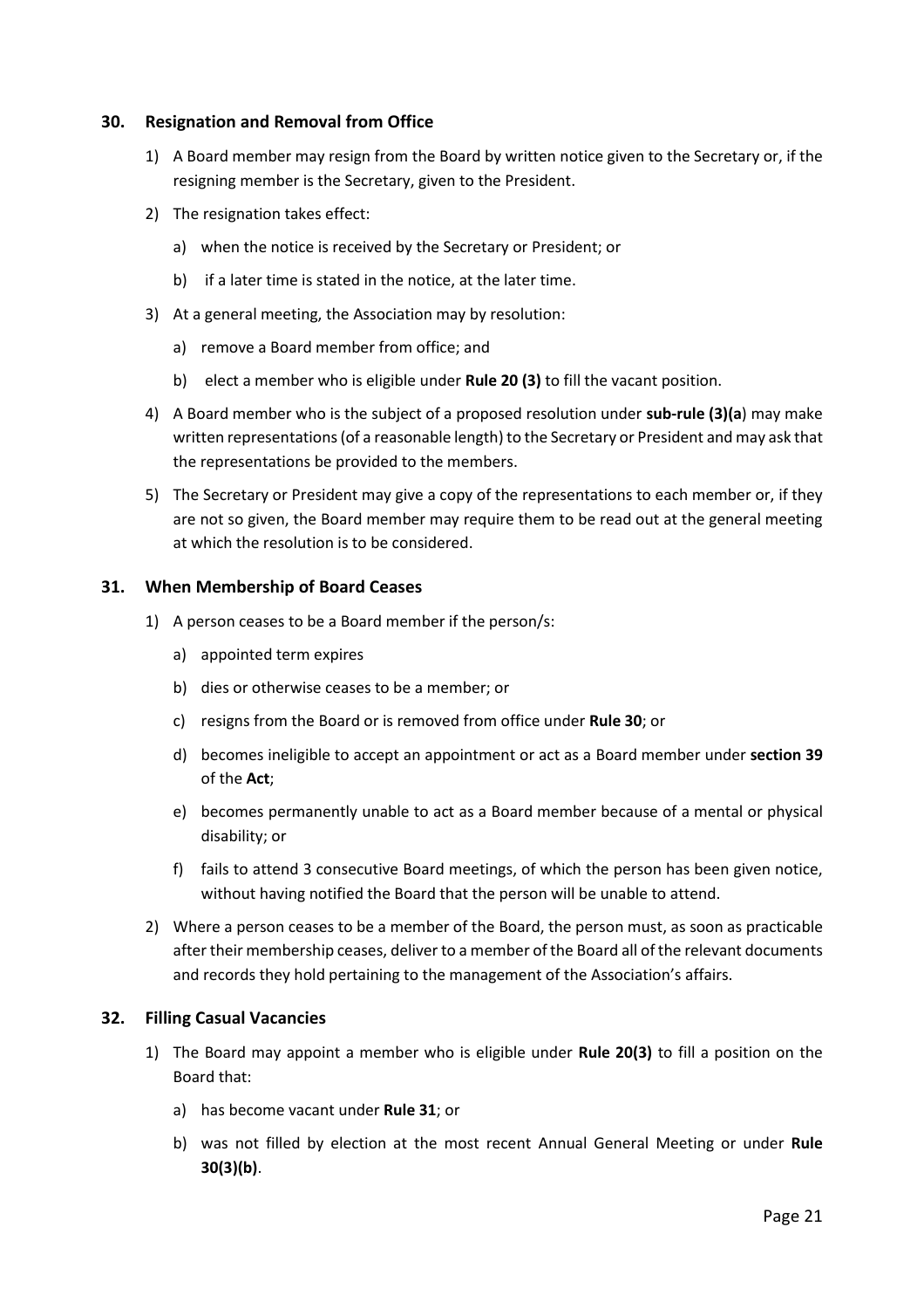## 30. Resignation and Removal from Office

1) A Board member may resign from the Board by written notice given to the Secretary or, if the resigning member is the Secretary, given to the President.

2) The resignation takes effect:

   a) when the notice is received by the Secretary or President; or

   b) if a later time is stated in the notice, at the later time.

3) At a general meeting, the Association may by resolution:

   a) remove a Board member from office; and

   b) elect a member who is eligible under **Rule 20 (3)** to fill the vacant position.

4) A Board member who is the subject of a proposed resolution under **sub-rule (3)(a**) may make written representations (of a reasonable length) to the Secretary or President and may ask that the representations be provided to the members.

5) The Secretary or President may give a copy of the representations to each member or, if they are not so given, the Board member may require them to be read out at the general meeting at which the resolution is to be considered.

## 31. When Membership of Board Ceases

1) A person ceases to be a Board member if the person/s:

   a) appointed term expires

   b) dies or otherwise ceases to be a member; or

   c) resigns from the Board or is removed from office under **Rule 30**; or

   d) becomes ineligible to accept an appointment or act as a Board member under **section 39** of the **Act**;

   e) becomes permanently unable to act as a Board member because of a mental or physical disability; or

   f) fails to attend 3 consecutive Board meetings, of which the person has been given notice, without having notified the Board that the person will be unable to attend.

2) Where a person ceases to be a member of the Board, the person must, as soon as practicable after their membership ceases, deliver to a member of the Board all of the relevant documents and records they hold pertaining to the management of the Association's affairs.

## 32. Filling Casual Vacancies

1) The Board may appoint a member who is eligible under **Rule 20(3)** to fill a position on the Board that:

   a) has become vacant under **Rule 31**; or

   b) was not filled by election at the most recent Annual General Meeting or under **Rule 30(3)(b)**.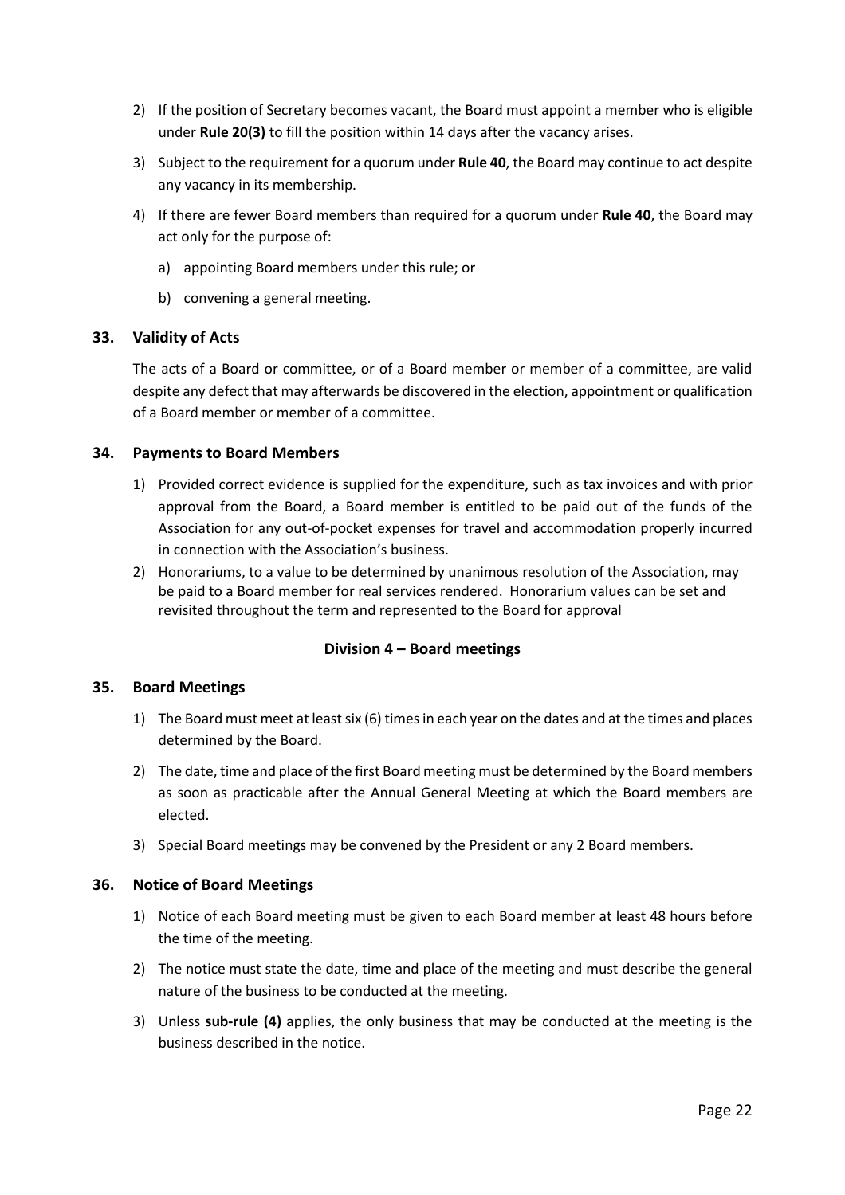2) If the position of Secretary becomes vacant, the Board must appoint a member who is eligible under **Rule 20(3)** to fill the position within 14 days after the vacancy arises.

3) Subject to the requirement for a quorum under **Rule 40**, the Board may continue to act despite any vacancy in its membership.

4) If there are fewer Board members than required for a quorum under **Rule 40**, the Board may act only for the purpose of:

   a) appointing Board members under this rule; or

   b) convening a general meeting.

### 33. Validity of Acts

The acts of a Board or committee, or of a Board member or member of a committee, are valid despite any defect that may afterwards be discovered in the election, appointment or qualification of a Board member or member of a committee.

### 34. Payments to Board Members

1) Provided correct evidence is supplied for the expenditure, such as tax invoices and with prior approval from the Board, a Board member is entitled to be paid out of the funds of the Association for any out-of-pocket expenses for travel and accommodation properly incurred in connection with the Association's business.
2) Honorariums, to a value to be determined by unanimous resolution of the Association, may be paid to a Board member for real services rendered. Honorarium values can be set and revisited throughout the term and represented to the Board for approval

## Division 4 – Board meetings

### 35. Board Meetings

1) The Board must meet at least six (6) times in each year on the dates and at the times and places determined by the Board.

2) The date, time and place of the first Board meeting must be determined by the Board members as soon as practicable after the Annual General Meeting at which the Board members are elected.

3) Special Board meetings may be convened by the President or any 2 Board members.

### 36. Notice of Board Meetings

1) Notice of each Board meeting must be given to each Board member at least 48 hours before the time of the meeting.

2) The notice must state the date, time and place of the meeting and must describe the general nature of the business to be conducted at the meeting.

3) Unless **sub-rule (4)** applies, the only business that may be conducted at the meeting is the business described in the notice.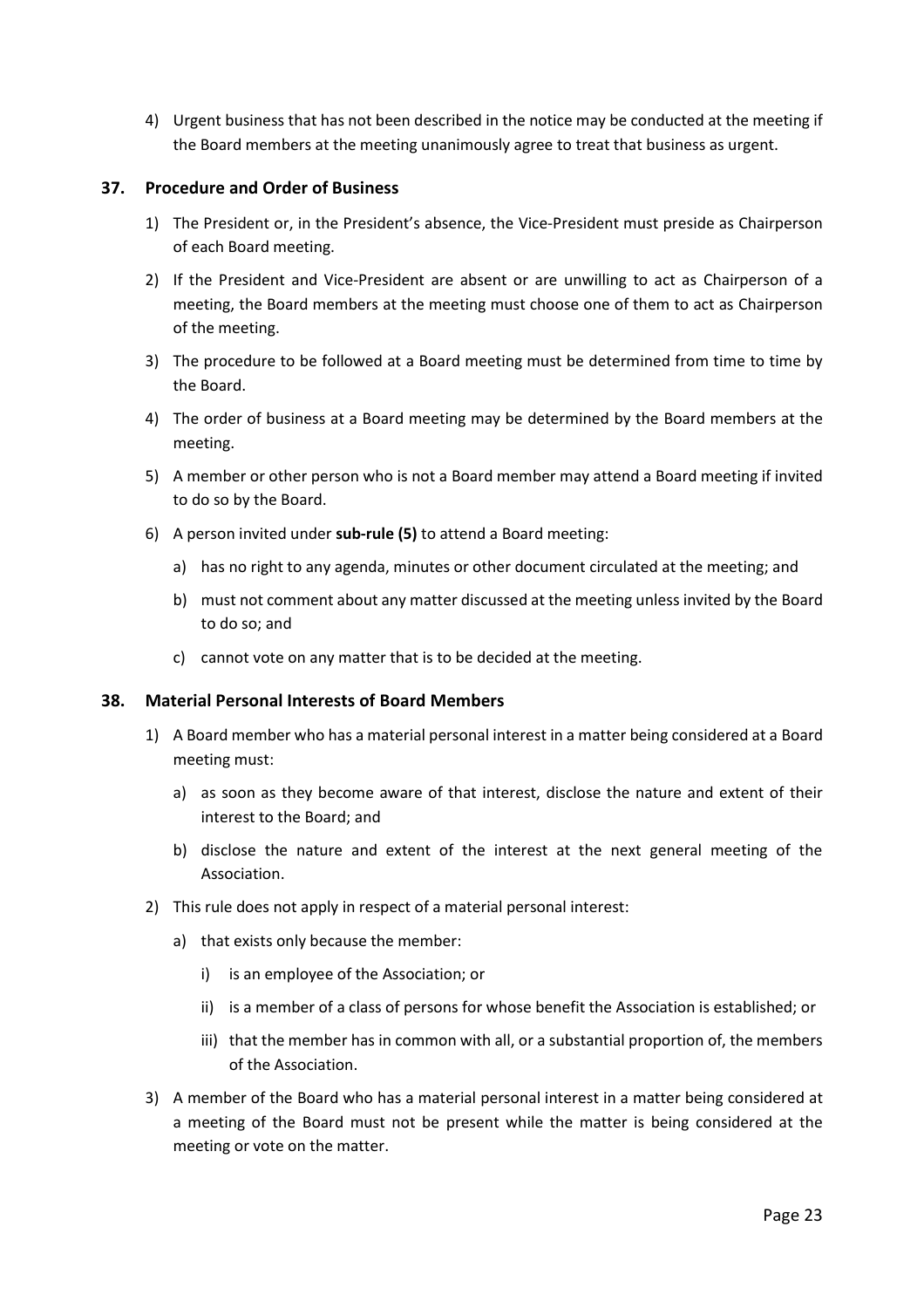4) Urgent business that has not been described in the notice may be conducted at the meeting if the Board members at the meeting unanimously agree to treat that business as urgent.

### 37. Procedure and Order of Business

1) The President or, in the President's absence, the Vice-President must preside as Chairperson of each Board meeting.

2) If the President and Vice-President are absent or are unwilling to act as Chairperson of a meeting, the Board members at the meeting must choose one of them to act as Chairperson of the meeting.

3) The procedure to be followed at a Board meeting must be determined from time to time by the Board.

4) The order of business at a Board meeting may be determined by the Board members at the meeting.

5) A member or other person who is not a Board member may attend a Board meeting if invited to do so by the Board.

6) A person invited under **sub-rule (5)** to attend a Board meeting:

   a) has no right to any agenda, minutes or other document circulated at the meeting; and

   b) must not comment about any matter discussed at the meeting unless invited by the Board to do so; and

   c) cannot vote on any matter that is to be decided at the meeting.

### 38. Material Personal Interests of Board Members

1) A Board member who has a material personal interest in a matter being considered at a Board meeting must:

   a) as soon as they become aware of that interest, disclose the nature and extent of their interest to the Board; and

   b) disclose the nature and extent of the interest at the next general meeting of the Association.

2) This rule does not apply in respect of a material personal interest:

   a) that exists only because the member:

      i) is an employee of the Association; or

      ii) is a member of a class of persons for whose benefit the Association is established; or

      iii) that the member has in common with all, or a substantial proportion of, the members of the Association.

3) A member of the Board who has a material personal interest in a matter being considered at a meeting of the Board must not be present while the matter is being considered at the meeting or vote on the matter.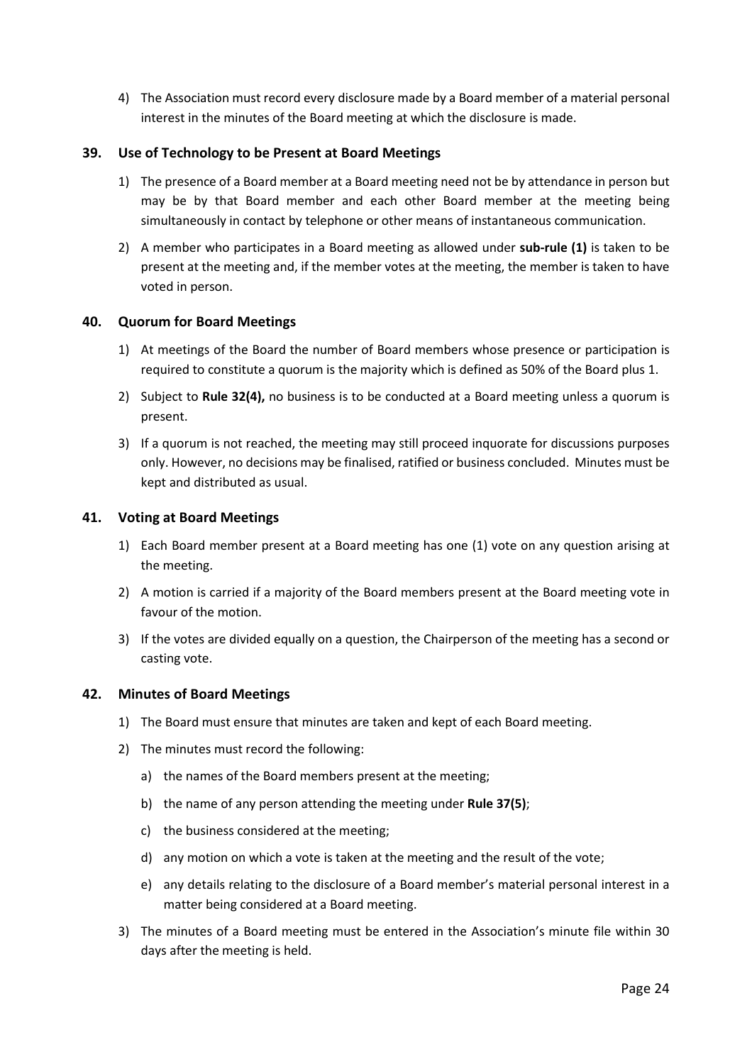4) The Association must record every disclosure made by a Board member of a material personal interest in the minutes of the Board meeting at which the disclosure is made.

## 39. Use of Technology to be Present at Board Meetings

1) The presence of a Board member at a Board meeting need not be by attendance in person but may be by that Board member and each other Board member at the meeting being simultaneously in contact by telephone or other means of instantaneous communication.

2) A member who participates in a Board meeting as allowed under **sub-rule (1)** is taken to be present at the meeting and, if the member votes at the meeting, the member is taken to have voted in person.

## 40. Quorum for Board Meetings

1) At meetings of the Board the number of Board members whose presence or participation is required to constitute a quorum is the majority which is defined as 50% of the Board plus 1.

2) Subject to **Rule 32(4),** no business is to be conducted at a Board meeting unless a quorum is present.

3) If a quorum is not reached, the meeting may still proceed inquorate for discussions purposes only. However, no decisions may be finalised, ratified or business concluded. Minutes must be kept and distributed as usual.

## 41. Voting at Board Meetings

1) Each Board member present at a Board meeting has one (1) vote on any question arising at the meeting.

2) A motion is carried if a majority of the Board members present at the Board meeting vote in favour of the motion.

3) If the votes are divided equally on a question, the Chairperson of the meeting has a second or casting vote.

## 42. Minutes of Board Meetings

1) The Board must ensure that minutes are taken and kept of each Board meeting.

2) The minutes must record the following:

   a) the names of the Board members present at the meeting;

   b) the name of any person attending the meeting under **Rule 37(5)**;

   c) the business considered at the meeting;

   d) any motion on which a vote is taken at the meeting and the result of the vote;

   e) any details relating to the disclosure of a Board member's material personal interest in a matter being considered at a Board meeting.

3) The minutes of a Board meeting must be entered in the Association's minute file within 30 days after the meeting is held.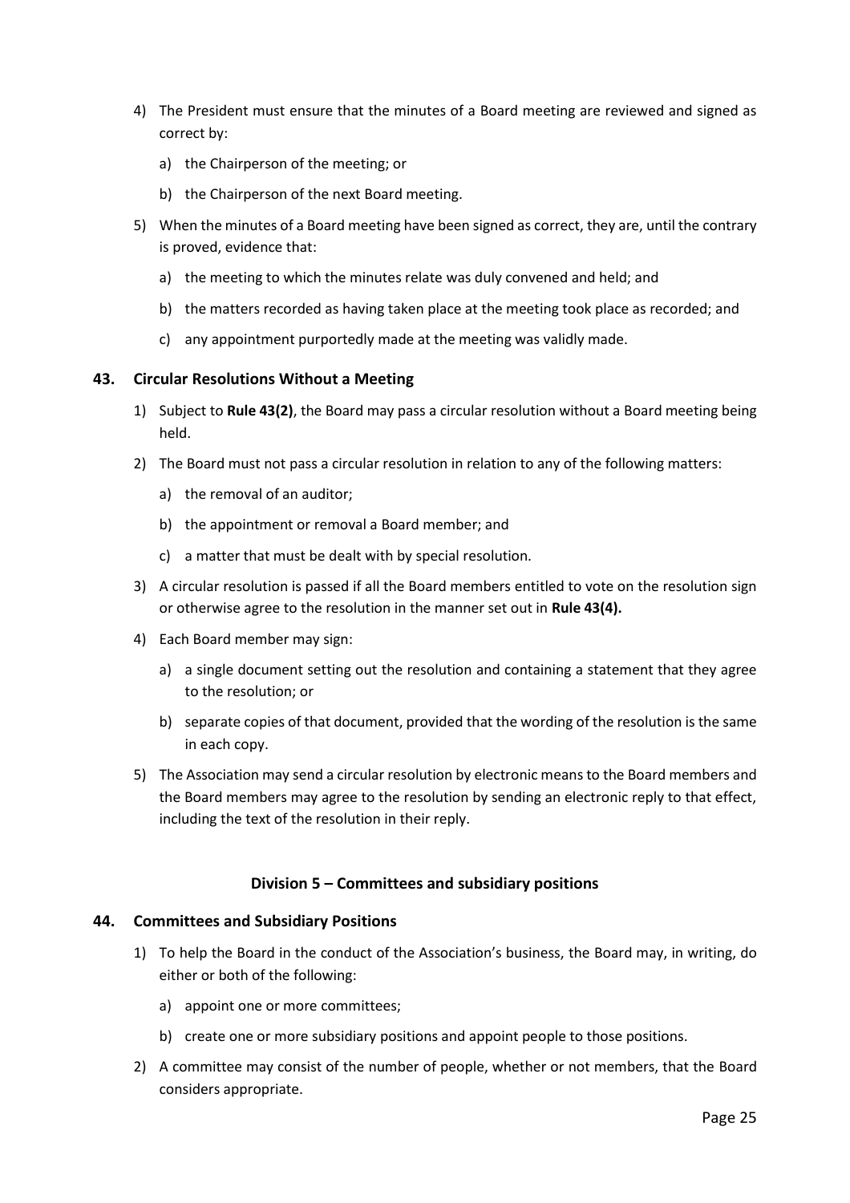4) The President must ensure that the minutes of a Board meeting are reviewed and signed as correct by:

   a) the Chairperson of the meeting; or

   b) the Chairperson of the next Board meeting.

5) When the minutes of a Board meeting have been signed as correct, they are, until the contrary is proved, evidence that:

   a) the meeting to which the minutes relate was duly convened and held; and

   b) the matters recorded as having taken place at the meeting took place as recorded; and

   c) any appointment purportedly made at the meeting was validly made.

### 43. Circular Resolutions Without a Meeting

1) Subject to **Rule 43(2)**, the Board may pass a circular resolution without a Board meeting being held.

2) The Board must not pass a circular resolution in relation to any of the following matters:

   a) the removal of an auditor;

   b) the appointment or removal a Board member; and

   c) a matter that must be dealt with by special resolution.

3) A circular resolution is passed if all the Board members entitled to vote on the resolution sign or otherwise agree to the resolution in the manner set out in **Rule 43(4).**

4) Each Board member may sign:

   a) a single document setting out the resolution and containing a statement that they agree to the resolution; or

   b) separate copies of that document, provided that the wording of the resolution is the same in each copy.

5) The Association may send a circular resolution by electronic means to the Board members and the Board members may agree to the resolution by sending an electronic reply to that effect, including the text of the resolution in their reply.

## Division 5 – Committees and subsidiary positions

### 44. Committees and Subsidiary Positions

1) To help the Board in the conduct of the Association's business, the Board may, in writing, do either or both of the following:

   a) appoint one or more committees;

   b) create one or more subsidiary positions and appoint people to those positions.

2) A committee may consist of the number of people, whether or not members, that the Board considers appropriate.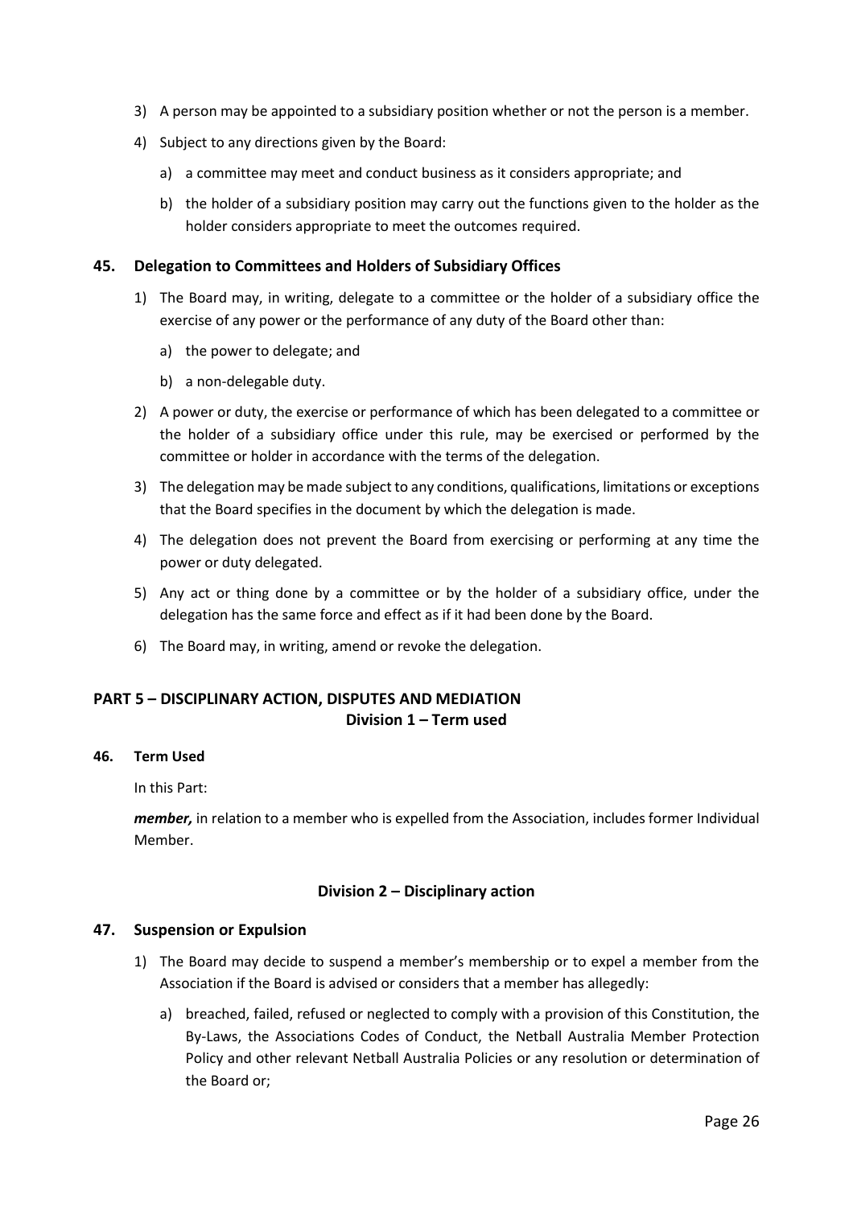3) A person may be appointed to a subsidiary position whether or not the person is a member.

4) Subject to any directions given by the Board:

   a) a committee may meet and conduct business as it considers appropriate; and

   b) the holder of a subsidiary position may carry out the functions given to the holder as the holder considers appropriate to meet the outcomes required.

### 45. Delegation to Committees and Holders of Subsidiary Offices

1) The Board may, in writing, delegate to a committee or the holder of a subsidiary office the exercise of any power or the performance of any duty of the Board other than:

   a) the power to delegate; and

   b) a non-delegable duty.

2) A power or duty, the exercise or performance of which has been delegated to a committee or the holder of a subsidiary office under this rule, may be exercised or performed by the committee or holder in accordance with the terms of the delegation.

3) The delegation may be made subject to any conditions, qualifications, limitations or exceptions that the Board specifies in the document by which the delegation is made.

4) The delegation does not prevent the Board from exercising or performing at any time the power or duty delegated.

5) Any act or thing done by a committee or by the holder of a subsidiary office, under the delegation has the same force and effect as if it had been done by the Board.

6) The Board may, in writing, amend or revoke the delegation.

## PART 5 – DISCIPLINARY ACTION, DISPUTES AND MEDIATION

### Division 1 – Term used

### 46. Term Used

In this Part:

***member,*** in relation to a member who is expelled from the Association, includes former Individual Member.

### Division 2 – Disciplinary action

### 47. Suspension or Expulsion

1) The Board may decide to suspend a member's membership or to expel a member from the Association if the Board is advised or considers that a member has allegedly:

   a) breached, failed, refused or neglected to comply with a provision of this Constitution, the By-Laws, the Associations Codes of Conduct, the Netball Australia Member Protection Policy and other relevant Netball Australia Policies or any resolution or determination of the Board or;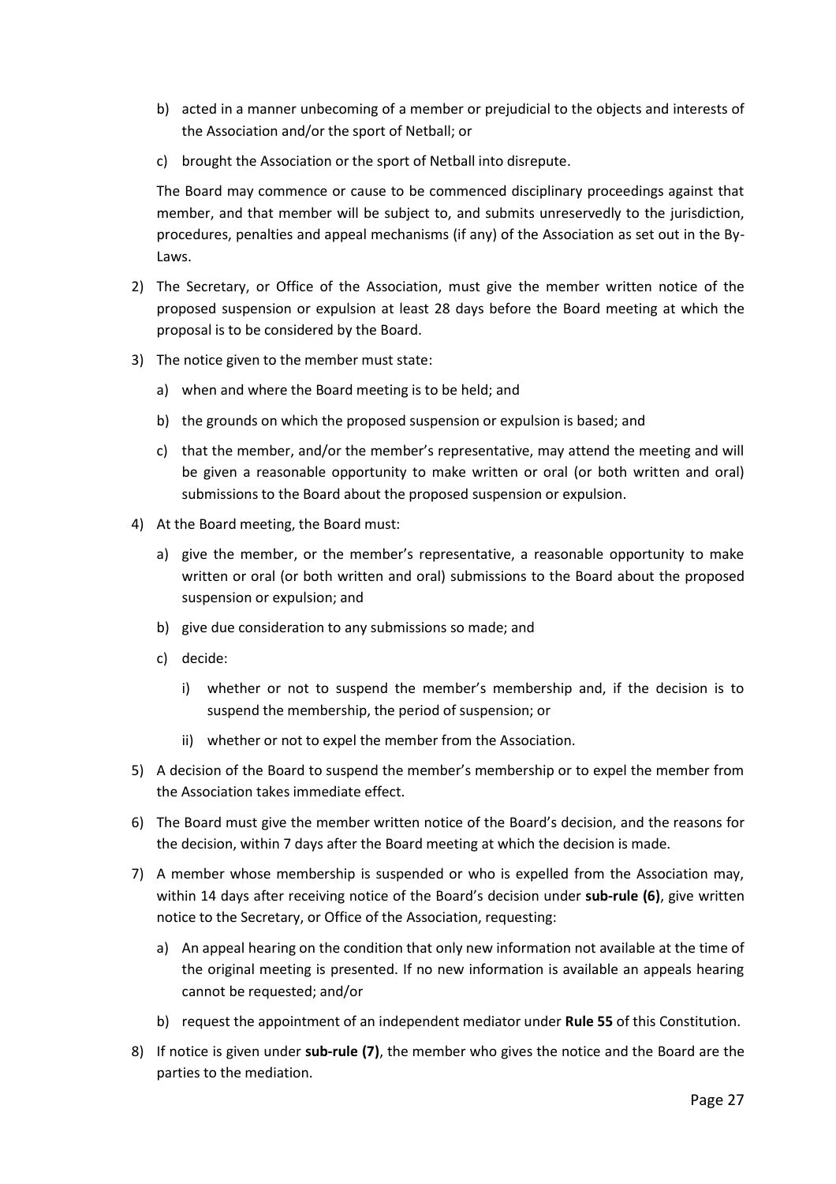b) acted in a manner unbecoming of a member or prejudicial to the objects and interests of the Association and/or the sport of Netball; or

c) brought the Association or the sport of Netball into disrepute.

The Board may commence or cause to be commenced disciplinary proceedings against that member, and that member will be subject to, and submits unreservedly to the jurisdiction, procedures, penalties and appeal mechanisms (if any) of the Association as set out in the By-Laws.

2) The Secretary, or Office of the Association, must give the member written notice of the proposed suspension or expulsion at least 28 days before the Board meeting at which the proposal is to be considered by the Board.

3) The notice given to the member must state:

   a) when and where the Board meeting is to be held; and

   b) the grounds on which the proposed suspension or expulsion is based; and

   c) that the member, and/or the member's representative, may attend the meeting and will be given a reasonable opportunity to make written or oral (or both written and oral) submissions to the Board about the proposed suspension or expulsion.

4) At the Board meeting, the Board must:

   a) give the member, or the member's representative, a reasonable opportunity to make written or oral (or both written and oral) submissions to the Board about the proposed suspension or expulsion; and

   b) give due consideration to any submissions so made; and

   c) decide:

      i) whether or not to suspend the member's membership and, if the decision is to suspend the membership, the period of suspension; or

      ii) whether or not to expel the member from the Association.

5) A decision of the Board to suspend the member's membership or to expel the member from the Association takes immediate effect.

6) The Board must give the member written notice of the Board's decision, and the reasons for the decision, within 7 days after the Board meeting at which the decision is made.

7) A member whose membership is suspended or who is expelled from the Association may, within 14 days after receiving notice of the Board's decision under **sub-rule (6)**, give written notice to the Secretary, or Office of the Association, requesting:

   a) An appeal hearing on the condition that only new information not available at the time of the original meeting is presented. If no new information is available an appeals hearing cannot be requested; and/or

   b) request the appointment of an independent mediator under **Rule 55** of this Constitution.

8) If notice is given under **sub-rule (7)**, the member who gives the notice and the Board are the parties to the mediation.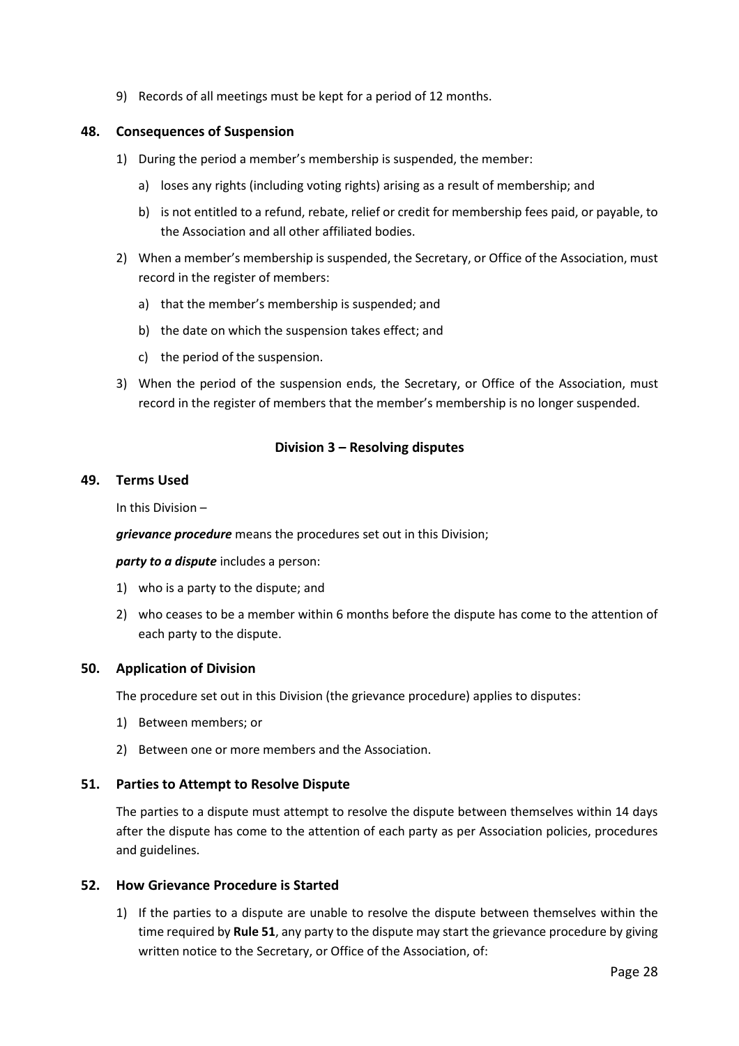9) Records of all meetings must be kept for a period of 12 months.

### 48. Consequences of Suspension

1) During the period a member's membership is suspended, the member:
   a) loses any rights (including voting rights) arising as a result of membership; and
   b) is not entitled to a refund, rebate, relief or credit for membership fees paid, or payable, to the Association and all other affiliated bodies.
2) When a member's membership is suspended, the Secretary, or Office of the Association, must record in the register of members:
   a) that the member's membership is suspended; and
   b) the date on which the suspension takes effect; and
   c) the period of the suspension.
3) When the period of the suspension ends, the Secretary, or Office of the Association, must record in the register of members that the member's membership is no longer suspended.

## Division 3 – Resolving disputes

### 49. Terms Used

In this Division –

***grievance procedure*** means the procedures set out in this Division;

***party to a dispute*** includes a person:

1) who is a party to the dispute; and
2) who ceases to be a member within 6 months before the dispute has come to the attention of each party to the dispute.

### 50. Application of Division

The procedure set out in this Division (the grievance procedure) applies to disputes:

1) Between members; or
2) Between one or more members and the Association.

### 51. Parties to Attempt to Resolve Dispute

The parties to a dispute must attempt to resolve the dispute between themselves within 14 days after the dispute has come to the attention of each party as per Association policies, procedures and guidelines.

### 52. How Grievance Procedure is Started

1) If the parties to a dispute are unable to resolve the dispute between themselves within the time required by **Rule 51**, any party to the dispute may start the grievance procedure by giving written notice to the Secretary, or Office of the Association, of: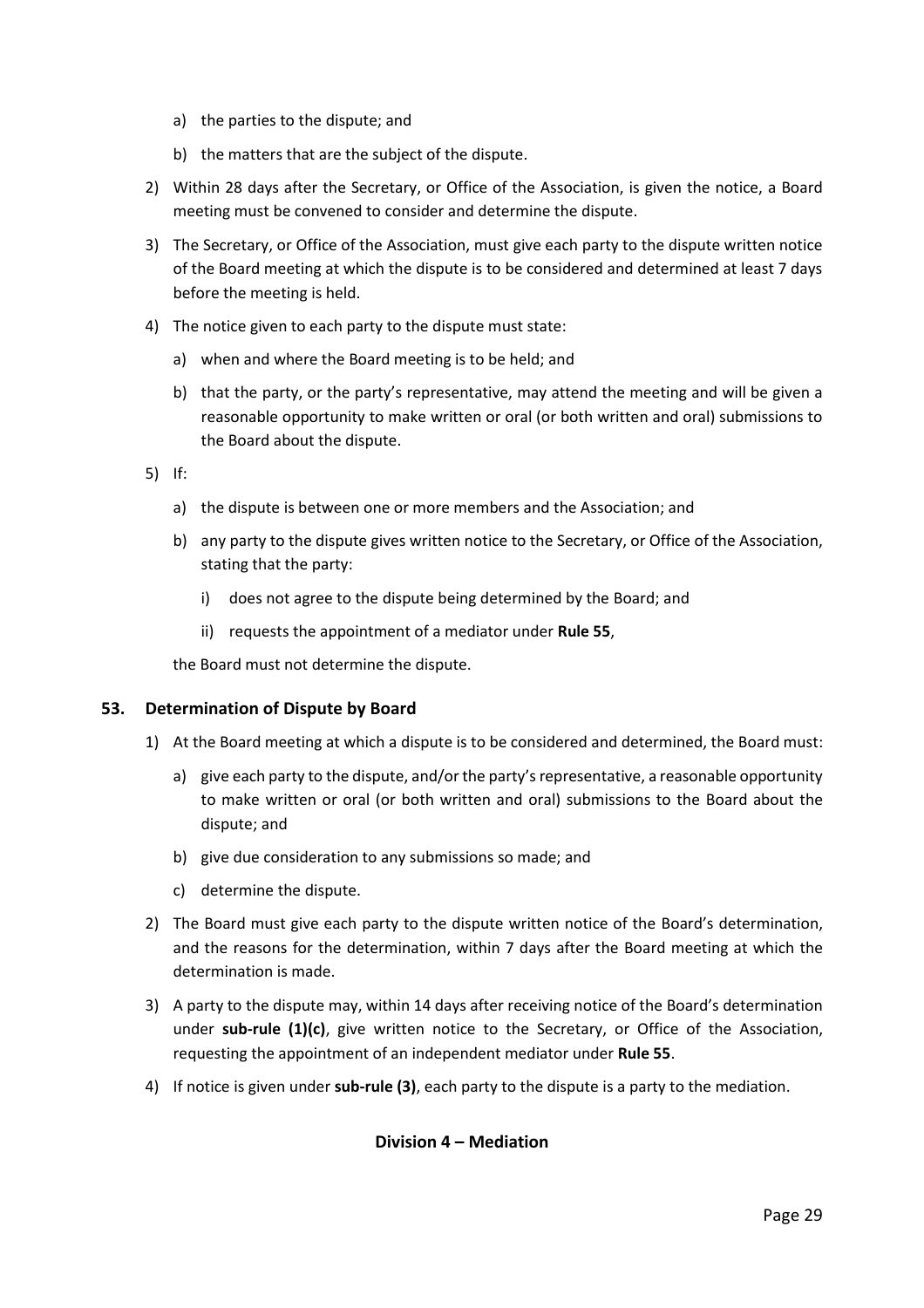a) the parties to the dispute; and

b) the matters that are the subject of the dispute.

2) Within 28 days after the Secretary, or Office of the Association, is given the notice, a Board meeting must be convened to consider and determine the dispute.

3) The Secretary, or Office of the Association, must give each party to the dispute written notice of the Board meeting at which the dispute is to be considered and determined at least 7 days before the meeting is held.

4) The notice given to each party to the dispute must state:

   a) when and where the Board meeting is to be held; and

   b) that the party, or the party's representative, may attend the meeting and will be given a reasonable opportunity to make written or oral (or both written and oral) submissions to the Board about the dispute.

5) If:

   a) the dispute is between one or more members and the Association; and

   b) any party to the dispute gives written notice to the Secretary, or Office of the Association, stating that the party:

      i) does not agree to the dispute being determined by the Board; and

      ii) requests the appointment of a mediator under **Rule 55**,

   the Board must not determine the dispute.

### 53. Determination of Dispute by Board

1) At the Board meeting at which a dispute is to be considered and determined, the Board must:

   a) give each party to the dispute, and/or the party's representative, a reasonable opportunity to make written or oral (or both written and oral) submissions to the Board about the dispute; and

   b) give due consideration to any submissions so made; and

   c) determine the dispute.

2) The Board must give each party to the dispute written notice of the Board's determination, and the reasons for the determination, within 7 days after the Board meeting at which the determination is made.

3) A party to the dispute may, within 14 days after receiving notice of the Board's determination under **sub-rule (1)(c)**, give written notice to the Secretary, or Office of the Association, requesting the appointment of an independent mediator under **Rule 55**.

4) If notice is given under **sub-rule (3)**, each party to the dispute is a party to the mediation.

## Division 4 – Mediation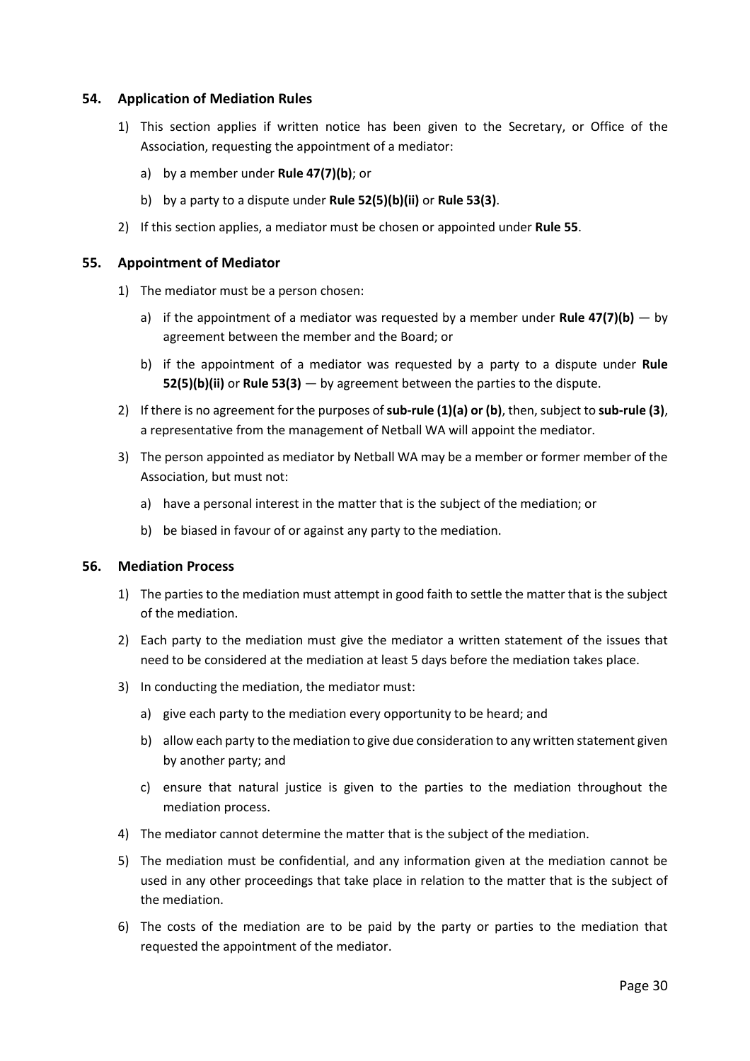## 54. Application of Mediation Rules

1) This section applies if written notice has been given to the Secretary, or Office of the Association, requesting the appointment of a mediator:

   a) by a member under **Rule 47(7)(b)**; or

   b) by a party to a dispute under **Rule 52(5)(b)(ii)** or **Rule 53(3)**.

2) If this section applies, a mediator must be chosen or appointed under **Rule 55**.

## 55. Appointment of Mediator

1) The mediator must be a person chosen:

   a) if the appointment of a mediator was requested by a member under **Rule 47(7)(b)** — by agreement between the member and the Board; or

   b) if the appointment of a mediator was requested by a party to a dispute under **Rule 52(5)(b)(ii)** or **Rule 53(3)** — by agreement between the parties to the dispute.

2) If there is no agreement for the purposes of **sub-rule (1)(a) or (b)**, then, subject to **sub-rule (3)**, a representative from the management of Netball WA will appoint the mediator.

3) The person appointed as mediator by Netball WA may be a member or former member of the Association, but must not:

   a) have a personal interest in the matter that is the subject of the mediation; or

   b) be biased in favour of or against any party to the mediation.

## 56. Mediation Process

1) The parties to the mediation must attempt in good faith to settle the matter that is the subject of the mediation.

2) Each party to the mediation must give the mediator a written statement of the issues that need to be considered at the mediation at least 5 days before the mediation takes place.

3) In conducting the mediation, the mediator must:

   a) give each party to the mediation every opportunity to be heard; and

   b) allow each party to the mediation to give due consideration to any written statement given by another party; and

   c) ensure that natural justice is given to the parties to the mediation throughout the mediation process.

4) The mediator cannot determine the matter that is the subject of the mediation.

5) The mediation must be confidential, and any information given at the mediation cannot be used in any other proceedings that take place in relation to the matter that is the subject of the mediation.

6) The costs of the mediation are to be paid by the party or parties to the mediation that requested the appointment of the mediator.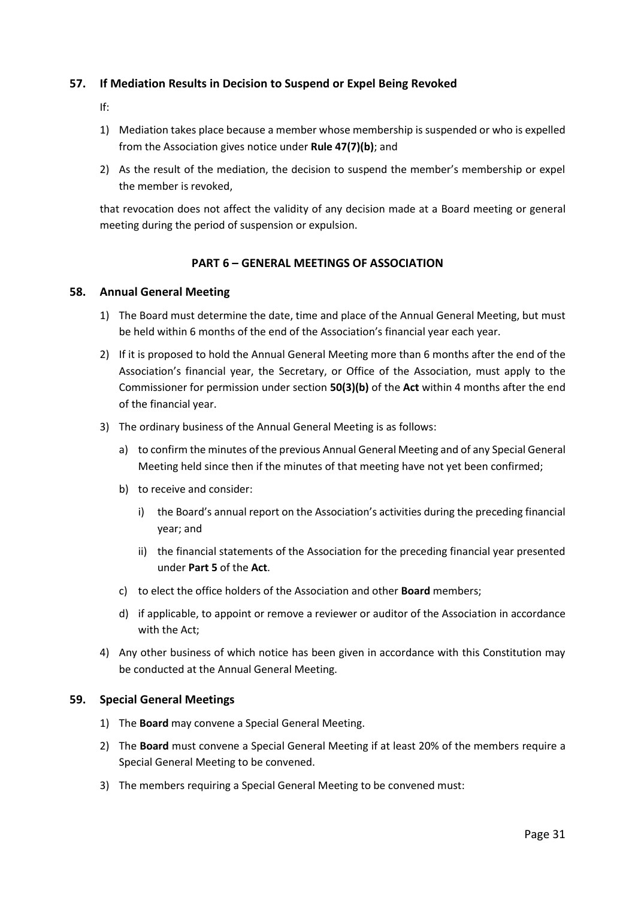### 57. If Mediation Results in Decision to Suspend or Expel Being Revoked

If:

1) Mediation takes place because a member whose membership is suspended or who is expelled from the Association gives notice under **Rule 47(7)(b)**; and
2) As the result of the mediation, the decision to suspend the member's membership or expel the member is revoked,

that revocation does not affect the validity of any decision made at a Board meeting or general meeting during the period of suspension or expulsion.

## PART 6 – GENERAL MEETINGS OF ASSOCIATION

### 58. Annual General Meeting

1) The Board must determine the date, time and place of the Annual General Meeting, but must be held within 6 months of the end of the Association's financial year each year.
2) If it is proposed to hold the Annual General Meeting more than 6 months after the end of the Association's financial year, the Secretary, or Office of the Association, must apply to the Commissioner for permission under section **50(3)(b)** of the **Act** within 4 months after the end of the financial year.
3) The ordinary business of the Annual General Meeting is as follows:
   a) to confirm the minutes of the previous Annual General Meeting and of any Special General Meeting held since then if the minutes of that meeting have not yet been confirmed;
   b) to receive and consider:
      i) the Board's annual report on the Association's activities during the preceding financial year; and
      ii) the financial statements of the Association for the preceding financial year presented under **Part 5** of the **Act**.
   c) to elect the office holders of the Association and other **Board** members;
   d) if applicable, to appoint or remove a reviewer or auditor of the Association in accordance with the Act;
4) Any other business of which notice has been given in accordance with this Constitution may be conducted at the Annual General Meeting.

### 59. Special General Meetings

1) The **Board** may convene a Special General Meeting.
2) The **Board** must convene a Special General Meeting if at least 20% of the members require a Special General Meeting to be convened.
3) The members requiring a Special General Meeting to be convened must: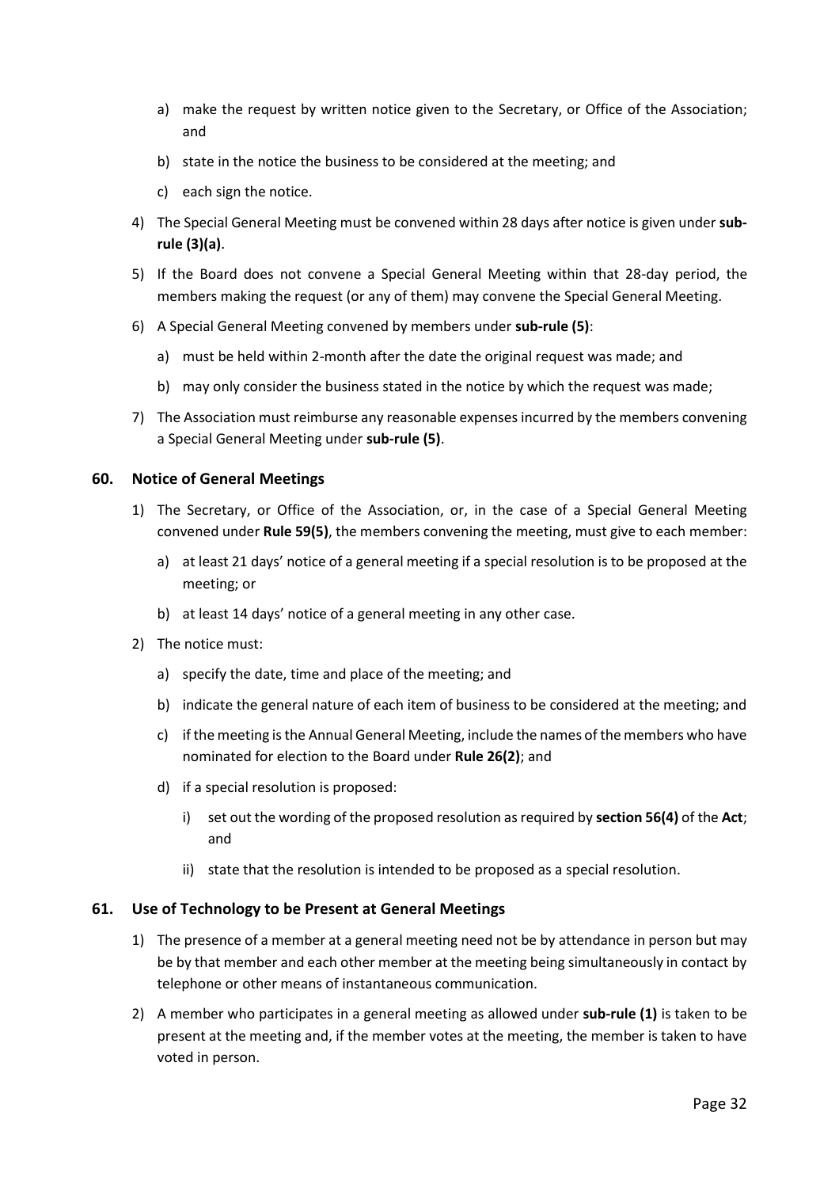a) make the request by written notice given to the Secretary, or Office of the Association; and

b) state in the notice the business to be considered at the meeting; and

c) each sign the notice.

4) The Special General Meeting must be convened within 28 days after notice is given under **sub-rule (3)(a)**.

5) If the Board does not convene a Special General Meeting within that 28-day period, the members making the request (or any of them) may convene the Special General Meeting.

6) A Special General Meeting convened by members under **sub-rule (5)**:

   a) must be held within 2-month after the date the original request was made; and

   b) may only consider the business stated in the notice by which the request was made;

7) The Association must reimburse any reasonable expenses incurred by the members convening a Special General Meeting under **sub-rule (5)**.

### 60. Notice of General Meetings

1) The Secretary, or Office of the Association, or, in the case of a Special General Meeting convened under **Rule 59(5)**, the members convening the meeting, must give to each member:

   a) at least 21 days' notice of a general meeting if a special resolution is to be proposed at the meeting; or

   b) at least 14 days' notice of a general meeting in any other case.

2) The notice must:

   a) specify the date, time and place of the meeting; and

   b) indicate the general nature of each item of business to be considered at the meeting; and

   c) if the meeting is the Annual General Meeting, include the names of the members who have nominated for election to the Board under **Rule 26(2)**; and

   d) if a special resolution is proposed:

      i) set out the wording of the proposed resolution as required by **section 56(4)** of the **Act**; and

      ii) state that the resolution is intended to be proposed as a special resolution.

### 61. Use of Technology to be Present at General Meetings

1) The presence of a member at a general meeting need not be by attendance in person but may be by that member and each other member at the meeting being simultaneously in contact by telephone or other means of instantaneous communication.

2) A member who participates in a general meeting as allowed under **sub-rule (1)** is taken to be present at the meeting and, if the member votes at the meeting, the member is taken to have voted in person.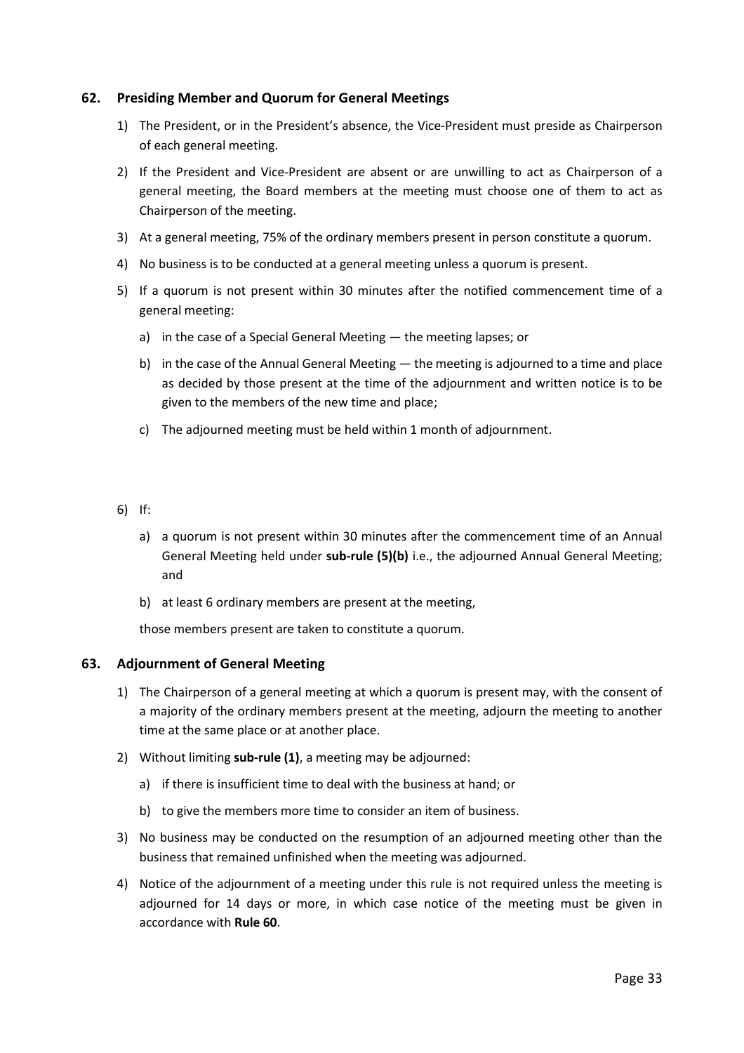## 62. Presiding Member and Quorum for General Meetings

1) The President, or in the President's absence, the Vice-President must preside as Chairperson of each general meeting.

2) If the President and Vice-President are absent or are unwilling to act as Chairperson of a general meeting, the Board members at the meeting must choose one of them to act as Chairperson of the meeting.

3) At a general meeting, 75% of the ordinary members present in person constitute a quorum.

4) No business is to be conducted at a general meeting unless a quorum is present.

5) If a quorum is not present within 30 minutes after the notified commencement time of a general meeting:

   a) in the case of a Special General Meeting — the meeting lapses; or

   b) in the case of the Annual General Meeting — the meeting is adjourned to a time and place as decided by those present at the time of the adjournment and written notice is to be given to the members of the new time and place;

   c) The adjourned meeting must be held within 1 month of adjournment.

6) If:

   a) a quorum is not present within 30 minutes after the commencement time of an Annual General Meeting held under **sub-rule (5)(b)** i.e., the adjourned Annual General Meeting; and

   b) at least 6 ordinary members are present at the meeting,

   those members present are taken to constitute a quorum.

## 63. Adjournment of General Meeting

1) The Chairperson of a general meeting at which a quorum is present may, with the consent of a majority of the ordinary members present at the meeting, adjourn the meeting to another time at the same place or at another place.

2) Without limiting **sub-rule (1)**, a meeting may be adjourned:

   a) if there is insufficient time to deal with the business at hand; or

   b) to give the members more time to consider an item of business.

3) No business may be conducted on the resumption of an adjourned meeting other than the business that remained unfinished when the meeting was adjourned.

4) Notice of the adjournment of a meeting under this rule is not required unless the meeting is adjourned for 14 days or more, in which case notice of the meeting must be given in accordance with **Rule 60**.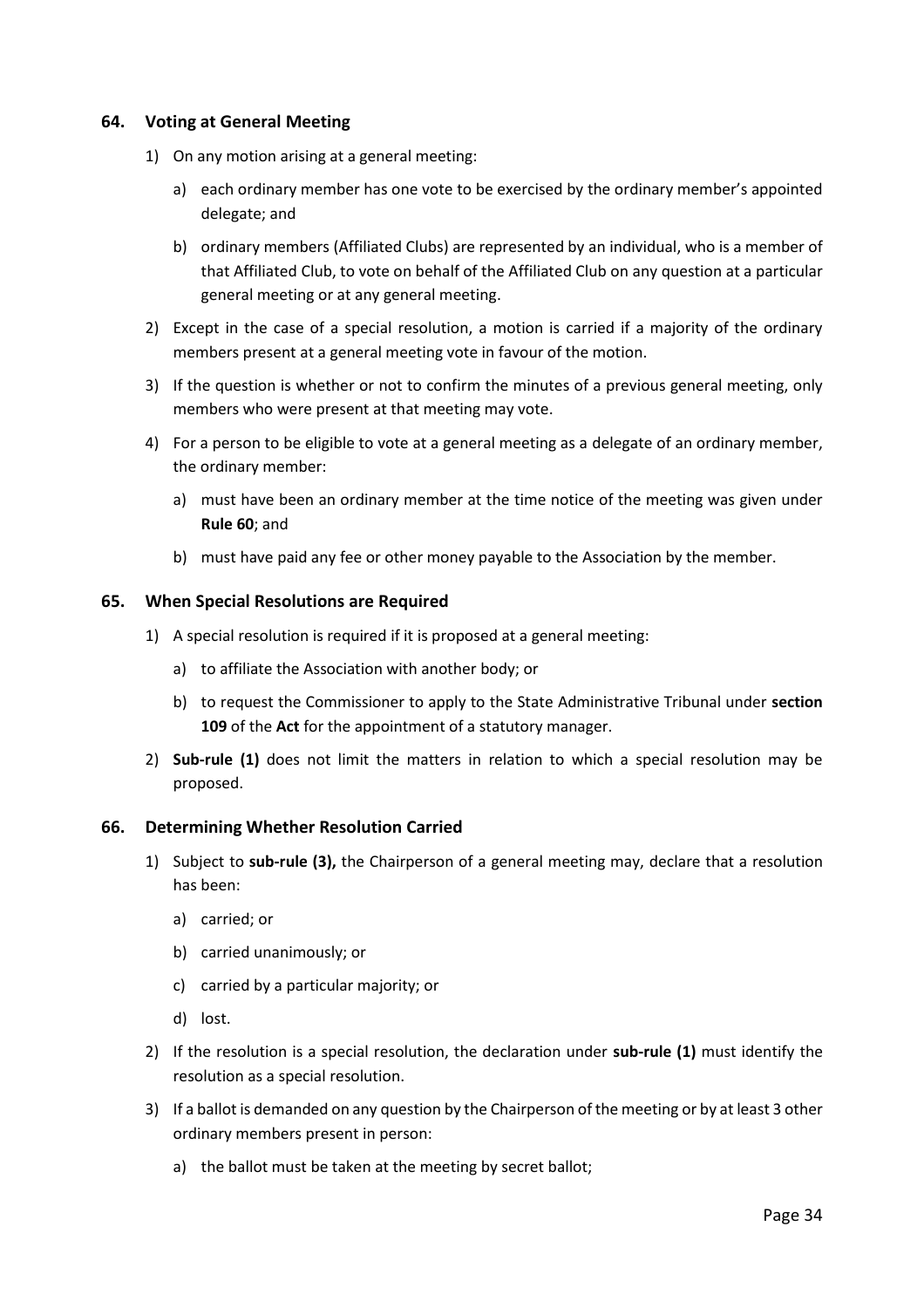## 64. Voting at General Meeting

1) On any motion arising at a general meeting:

   a) each ordinary member has one vote to be exercised by the ordinary member's appointed delegate; and

   b) ordinary members (Affiliated Clubs) are represented by an individual, who is a member of that Affiliated Club, to vote on behalf of the Affiliated Club on any question at a particular general meeting or at any general meeting.

2) Except in the case of a special resolution, a motion is carried if a majority of the ordinary members present at a general meeting vote in favour of the motion.

3) If the question is whether or not to confirm the minutes of a previous general meeting, only members who were present at that meeting may vote.

4) For a person to be eligible to vote at a general meeting as a delegate of an ordinary member, the ordinary member:

   a) must have been an ordinary member at the time notice of the meeting was given under **Rule 60**; and

   b) must have paid any fee or other money payable to the Association by the member.

## 65. When Special Resolutions are Required

1) A special resolution is required if it is proposed at a general meeting:

   a) to affiliate the Association with another body; or

   b) to request the Commissioner to apply to the State Administrative Tribunal under **section 109** of the **Act** for the appointment of a statutory manager.

2) **Sub-rule (1)** does not limit the matters in relation to which a special resolution may be proposed.

## 66. Determining Whether Resolution Carried

1) Subject to **sub-rule (3),** the Chairperson of a general meeting may, declare that a resolution has been:

   a) carried; or

   b) carried unanimously; or

   c) carried by a particular majority; or

   d) lost.

2) If the resolution is a special resolution, the declaration under **sub-rule (1)** must identify the resolution as a special resolution.

3) If a ballot is demanded on any question by the Chairperson of the meeting or by at least 3 other ordinary members present in person:

   a) the ballot must be taken at the meeting by secret ballot;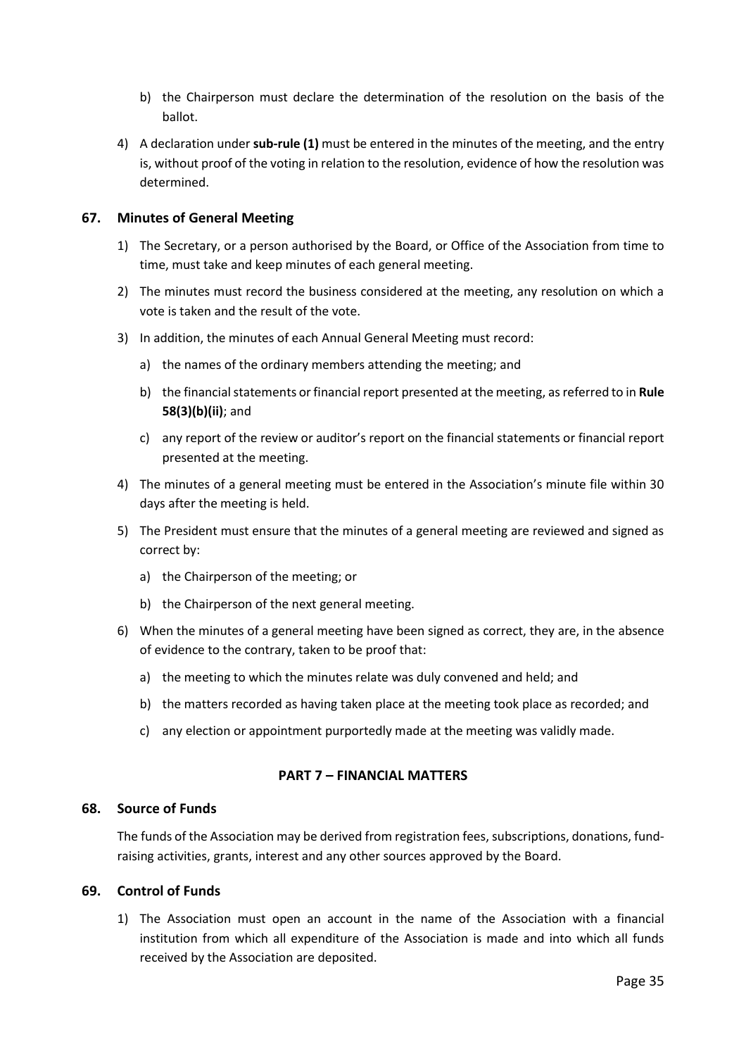b) the Chairperson must declare the determination of the resolution on the basis of the ballot.

4) A declaration under **sub-rule (1)** must be entered in the minutes of the meeting, and the entry is, without proof of the voting in relation to the resolution, evidence of how the resolution was determined.

### 67. Minutes of General Meeting

1) The Secretary, or a person authorised by the Board, or Office of the Association from time to time, must take and keep minutes of each general meeting.

2) The minutes must record the business considered at the meeting, any resolution on which a vote is taken and the result of the vote.

3) In addition, the minutes of each Annual General Meeting must record:

   a) the names of the ordinary members attending the meeting; and

   b) the financial statements or financial report presented at the meeting, as referred to in **Rule 58(3)(b)(ii)**; and

   c) any report of the review or auditor's report on the financial statements or financial report presented at the meeting.

4) The minutes of a general meeting must be entered in the Association's minute file within 30 days after the meeting is held.

5) The President must ensure that the minutes of a general meeting are reviewed and signed as correct by:

   a) the Chairperson of the meeting; or

   b) the Chairperson of the next general meeting.

6) When the minutes of a general meeting have been signed as correct, they are, in the absence of evidence to the contrary, taken to be proof that:

   a) the meeting to which the minutes relate was duly convened and held; and

   b) the matters recorded as having taken place at the meeting took place as recorded; and

   c) any election or appointment purportedly made at the meeting was validly made.

## PART 7 – FINANCIAL MATTERS

### 68. Source of Funds

The funds of the Association may be derived from registration fees, subscriptions, donations, fund-raising activities, grants, interest and any other sources approved by the Board.

### 69. Control of Funds

1) The Association must open an account in the name of the Association with a financial institution from which all expenditure of the Association is made and into which all funds received by the Association are deposited.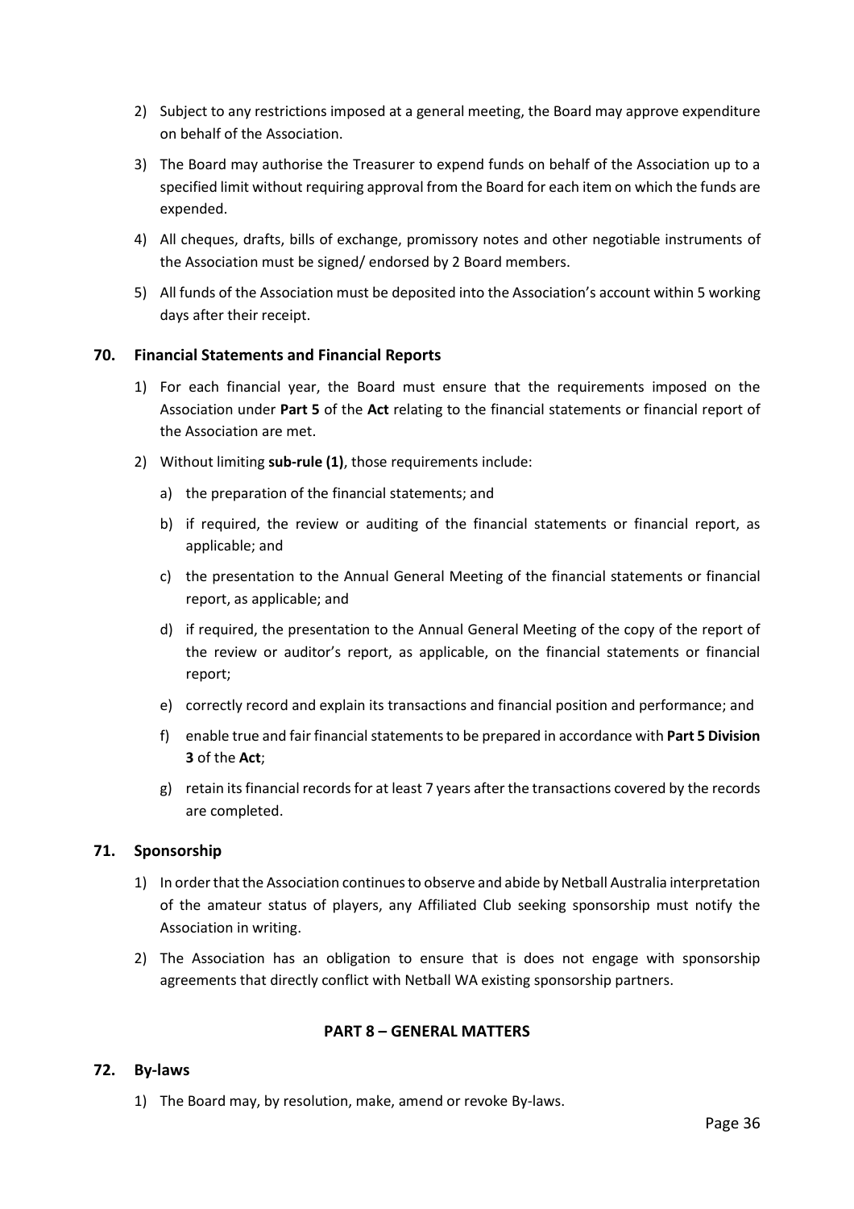2) Subject to any restrictions imposed at a general meeting, the Board may approve expenditure on behalf of the Association.

3) The Board may authorise the Treasurer to expend funds on behalf of the Association up to a specified limit without requiring approval from the Board for each item on which the funds are expended.

4) All cheques, drafts, bills of exchange, promissory notes and other negotiable instruments of the Association must be signed/ endorsed by 2 Board members.

5) All funds of the Association must be deposited into the Association's account within 5 working days after their receipt.

### 70. Financial Statements and Financial Reports

1) For each financial year, the Board must ensure that the requirements imposed on the Association under **Part 5** of the **Act** relating to the financial statements or financial report of the Association are met.

2) Without limiting **sub-rule (1)**, those requirements include:

   a) the preparation of the financial statements; and

   b) if required, the review or auditing of the financial statements or financial report, as applicable; and

   c) the presentation to the Annual General Meeting of the financial statements or financial report, as applicable; and

   d) if required, the presentation to the Annual General Meeting of the copy of the report of the review or auditor's report, as applicable, on the financial statements or financial report;

   e) correctly record and explain its transactions and financial position and performance; and

   f) enable true and fair financial statements to be prepared in accordance with **Part 5 Division 3** of the **Act**;

   g) retain its financial records for at least 7 years after the transactions covered by the records are completed.

### 71. Sponsorship

1) In order that the Association continues to observe and abide by Netball Australia interpretation of the amateur status of players, any Affiliated Club seeking sponsorship must notify the Association in writing.

2) The Association has an obligation to ensure that is does not engage with sponsorship agreements that directly conflict with Netball WA existing sponsorship partners.

## PART 8 – GENERAL MATTERS

### 72. By-laws

1) The Board may, by resolution, make, amend or revoke By-laws.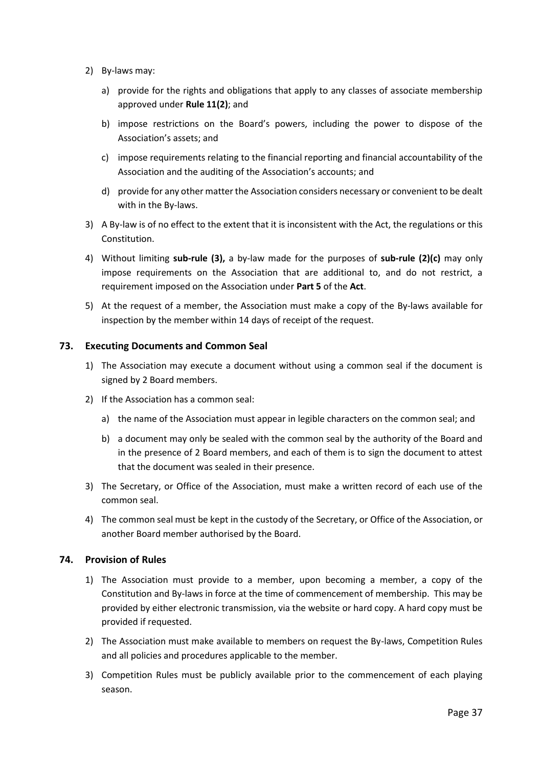2) By-laws may:

   a) provide for the rights and obligations that apply to any classes of associate membership approved under **Rule 11(2)**; and

   b) impose restrictions on the Board's powers, including the power to dispose of the Association's assets; and

   c) impose requirements relating to the financial reporting and financial accountability of the Association and the auditing of the Association's accounts; and

   d) provide for any other matter the Association considers necessary or convenient to be dealt with in the By-laws.

3) A By-law is of no effect to the extent that it is inconsistent with the Act, the regulations or this Constitution.

4) Without limiting **sub-rule (3),** a by-law made for the purposes of **sub-rule (2)(c)** may only impose requirements on the Association that are additional to, and do not restrict, a requirement imposed on the Association under **Part 5** of the **Act**.

5) At the request of a member, the Association must make a copy of the By-laws available for inspection by the member within 14 days of receipt of the request.

### 73. Executing Documents and Common Seal

1) The Association may execute a document without using a common seal if the document is signed by 2 Board members.

2) If the Association has a common seal:

   a) the name of the Association must appear in legible characters on the common seal; and

   b) a document may only be sealed with the common seal by the authority of the Board and in the presence of 2 Board members, and each of them is to sign the document to attest that the document was sealed in their presence.

3) The Secretary, or Office of the Association, must make a written record of each use of the common seal.

4) The common seal must be kept in the custody of the Secretary, or Office of the Association, or another Board member authorised by the Board.

### 74. Provision of Rules

1) The Association must provide to a member, upon becoming a member, a copy of the Constitution and By-laws in force at the time of commencement of membership. This may be provided by either electronic transmission, via the website or hard copy. A hard copy must be provided if requested.

2) The Association must make available to members on request the By-laws, Competition Rules and all policies and procedures applicable to the member.

3) Competition Rules must be publicly available prior to the commencement of each playing season.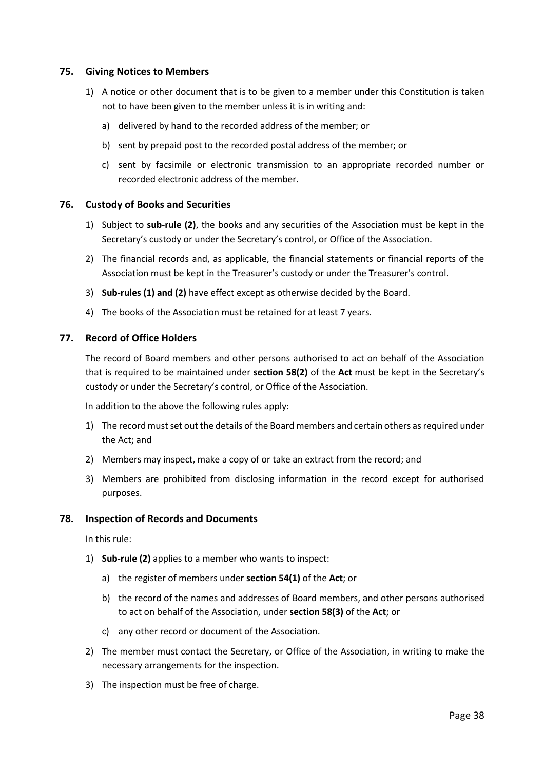## 75. Giving Notices to Members

1) A notice or other document that is to be given to a member under this Constitution is taken not to have been given to the member unless it is in writing and:
   a) delivered by hand to the recorded address of the member; or
   b) sent by prepaid post to the recorded postal address of the member; or
   c) sent by facsimile or electronic transmission to an appropriate recorded number or recorded electronic address of the member.

## 76. Custody of Books and Securities

1) Subject to **sub-rule (2)**, the books and any securities of the Association must be kept in the Secretary's custody or under the Secretary's control, or Office of the Association.
2) The financial records and, as applicable, the financial statements or financial reports of the Association must be kept in the Treasurer's custody or under the Treasurer's control.
3) **Sub-rules (1) and (2)** have effect except as otherwise decided by the Board.
4) The books of the Association must be retained for at least 7 years.

## 77. Record of Office Holders

The record of Board members and other persons authorised to act on behalf of the Association that is required to be maintained under **section 58(2)** of the **Act** must be kept in the Secretary's custody or under the Secretary's control, or Office of the Association.

In addition to the above the following rules apply:

1) The record must set out the details of the Board members and certain others as required under the Act; and
2) Members may inspect, make a copy of or take an extract from the record; and
3) Members are prohibited from disclosing information in the record except for authorised purposes.

## 78. Inspection of Records and Documents

In this rule:

1) **Sub-rule (2)** applies to a member who wants to inspect:
   a) the register of members under **section 54(1)** of the **Act**; or
   b) the record of the names and addresses of Board members, and other persons authorised to act on behalf of the Association, under **section 58(3)** of the **Act**; or
   c) any other record or document of the Association.
2) The member must contact the Secretary, or Office of the Association, in writing to make the necessary arrangements for the inspection.
3) The inspection must be free of charge.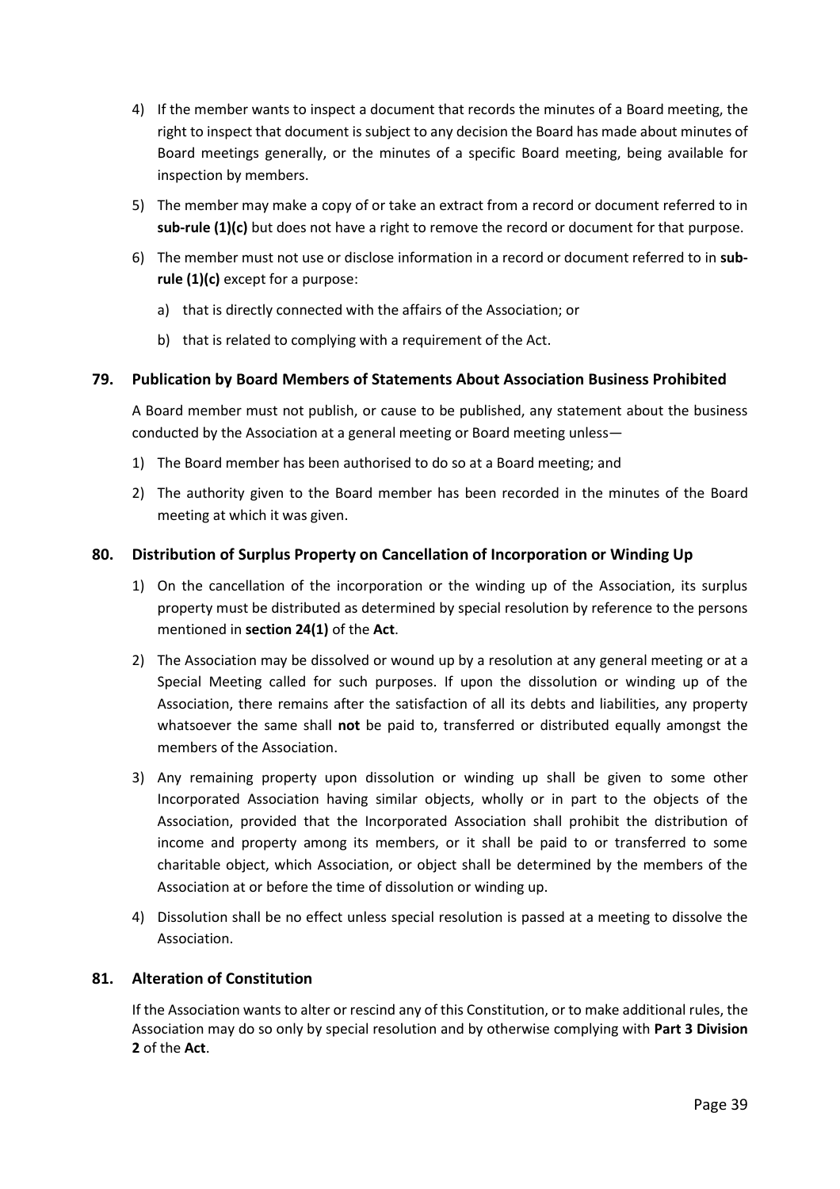4) If the member wants to inspect a document that records the minutes of a Board meeting, the right to inspect that document is subject to any decision the Board has made about minutes of Board meetings generally, or the minutes of a specific Board meeting, being available for inspection by members.

5) The member may make a copy of or take an extract from a record or document referred to in **sub-rule (1)(c)** but does not have a right to remove the record or document for that purpose.

6) The member must not use or disclose information in a record or document referred to in **sub-rule (1)(c)** except for a purpose:

   a) that is directly connected with the affairs of the Association; or

   b) that is related to complying with a requirement of the Act.

### 79. Publication by Board Members of Statements About Association Business Prohibited

A Board member must not publish, or cause to be published, any statement about the business conducted by the Association at a general meeting or Board meeting unless—

1) The Board member has been authorised to do so at a Board meeting; and

2) The authority given to the Board member has been recorded in the minutes of the Board meeting at which it was given.

### 80. Distribution of Surplus Property on Cancellation of Incorporation or Winding Up

1) On the cancellation of the incorporation or the winding up of the Association, its surplus property must be distributed as determined by special resolution by reference to the persons mentioned in **section 24(1)** of the **Act**.

2) The Association may be dissolved or wound up by a resolution at any general meeting or at a Special Meeting called for such purposes. If upon the dissolution or winding up of the Association, there remains after the satisfaction of all its debts and liabilities, any property whatsoever the same shall **not** be paid to, transferred or distributed equally amongst the members of the Association.

3) Any remaining property upon dissolution or winding up shall be given to some other Incorporated Association having similar objects, wholly or in part to the objects of the Association, provided that the Incorporated Association shall prohibit the distribution of income and property among its members, or it shall be paid to or transferred to some charitable object, which Association, or object shall be determined by the members of the Association at or before the time of dissolution or winding up.

4) Dissolution shall be no effect unless special resolution is passed at a meeting to dissolve the Association.

### 81. Alteration of Constitution

If the Association wants to alter or rescind any of this Constitution, or to make additional rules, the Association may do so only by special resolution and by otherwise complying with **Part 3 Division 2** of the **Act**.